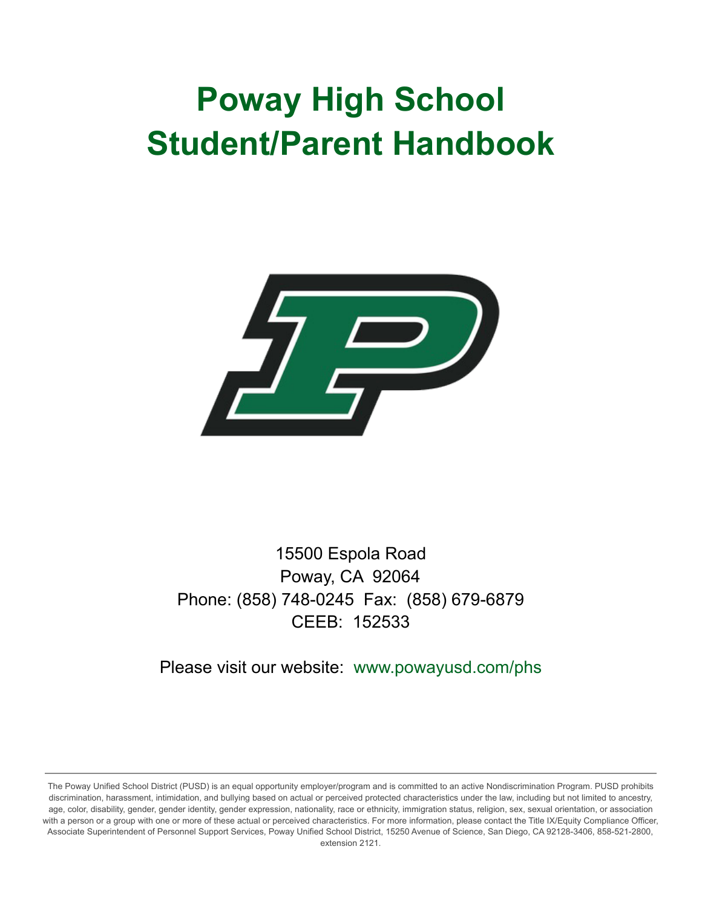# Poway High School
# Student/Parent Handbook

15500 Espola Road
Poway, CA 92064
Phone: (858) 748-0245 Fax: (858) 679-6879
CEEB: 152533

Please visit our website: www.powayusd.com/phs

---

The Poway Unified School District (PUSD) is an equal opportunity employer/program and is committed to an active Nondiscrimination Program. PUSD prohibits discrimination, harassment, intimidation, and bullying based on actual or perceived protected characteristics under the law, including but not limited to ancestry, age, color, disability, gender, gender identity, gender expression, nationality, race or ethnicity, immigration status, religion, sex, sexual orientation, or association with a person or a group with one or more of these actual or perceived characteristics. For more information, please contact the Title IX/Equity Compliance Officer, Associate Superintendent of Personnel Support Services, Poway Unified School District, 15250 Avenue of Science, San Diego, CA 92128-3406, 858-521-2800, extension 2121.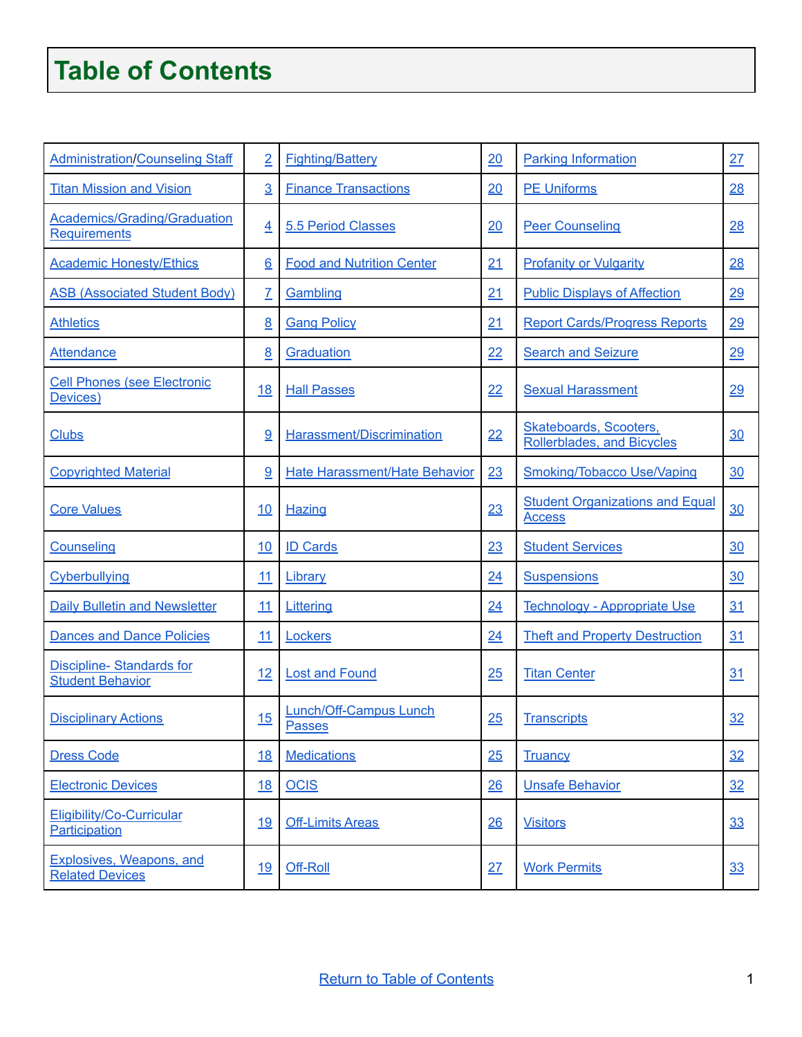# Table of Contents

| | | | | | |
|---|---|---|---|---|---|
| Administration/Counseling Staff | 2 | Fighting/Battery | 20 | Parking Information | 27 |
| Titan Mission and Vision | 3 | Finance Transactions | 20 | PE Uniforms | 28 |
| Academics/Grading/Graduation Requirements | 4 | 5.5 Period Classes | 20 | Peer Counseling | 28 |
| Academic Honesty/Ethics | 6 | Food and Nutrition Center | 21 | Profanity or Vulgarity | 28 |
| ASB (Associated Student Body) | 7 | Gambling | 21 | Public Displays of Affection | 29 |
| Athletics | 8 | Gang Policy | 21 | Report Cards/Progress Reports | 29 |
| Attendance | 8 | Graduation | 22 | Search and Seizure | 29 |
| Cell Phones (see Electronic Devices) | 18 | Hall Passes | 22 | Sexual Harassment | 29 |
| Clubs | 9 | Harassment/Discrimination | 22 | Skateboards, Scooters, Rollerblades, and Bicycles | 30 |
| Copyrighted Material | 9 | Hate Harassment/Hate Behavior | 23 | Smoking/Tobacco Use/Vaping | 30 |
| Core Values | 10 | Hazing | 23 | Student Organizations and Equal Access | 30 |
| Counseling | 10 | ID Cards | 23 | Student Services | 30 |
| Cyberbullying | 11 | Library | 24 | Suspensions | 30 |
| Daily Bulletin and Newsletter | 11 | Littering | 24 | Technology - Appropriate Use | 31 |
| Dances and Dance Policies | 11 | Lockers | 24 | Theft and Property Destruction | 31 |
| Discipline- Standards for Student Behavior | 12 | Lost and Found | 25 | Titan Center | 31 |
| Disciplinary Actions | 15 | Lunch/Off-Campus Lunch Passes | 25 | Transcripts | 32 |
| Dress Code | 18 | Medications | 25 | Truancy | 32 |
| Electronic Devices | 18 | OCIS | 26 | Unsafe Behavior | 32 |
| Eligibility/Co-Curricular Participation | 19 | Off-Limits Areas | 26 | Visitors | 33 |
| Explosives, Weapons, and Related Devices | 19 | Off-Roll | 27 | Work Permits | 33 |

Return to Table of Contents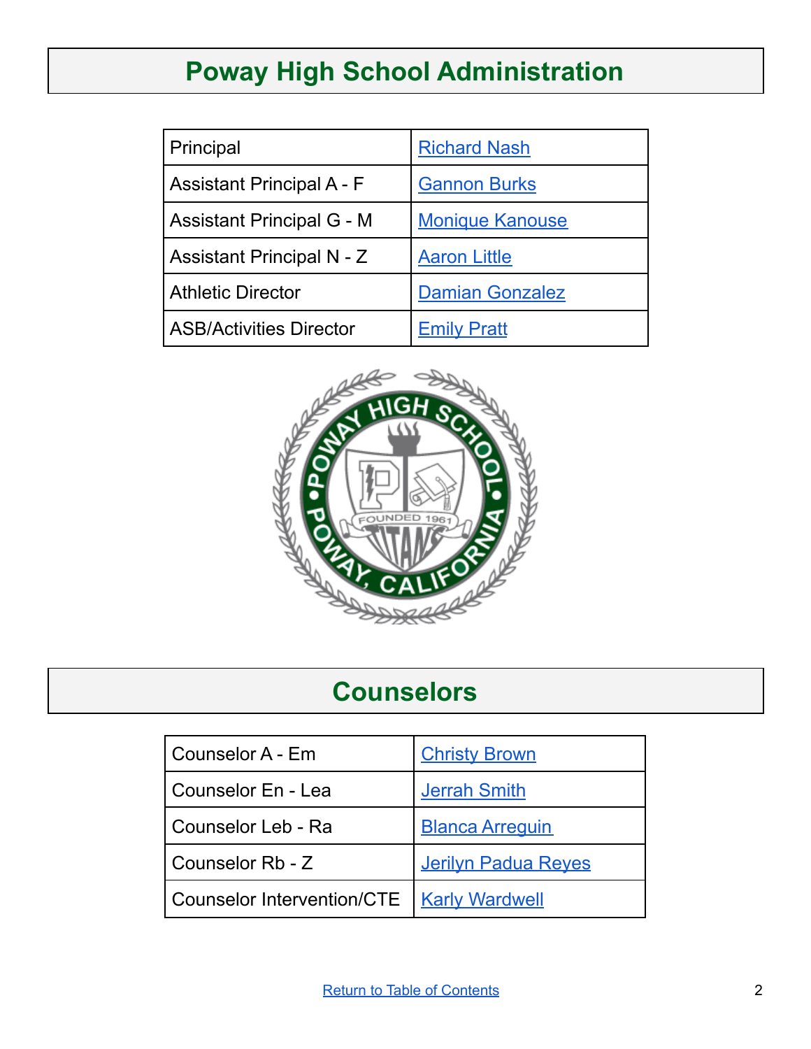# Poway High School Administration

| | |
|---|---|
| Principal | Richard Nash |
| Assistant Principal A - F | Gannon Burks |
| Assistant Principal G - M | Monique Kanouse |
| Assistant Principal N - Z | Aaron Little |
| Athletic Director | Damian Gonzalez |
| ASB/Activities Director | Emily Pratt |

# Counselors

| | |
|---|---|
| Counselor A - Em | Christy Brown |
| Counselor En - Lea | Jerrah Smith |
| Counselor Leb - Ra | Blanca Arreguin |
| Counselor Rb - Z | Jerilyn Padua Reyes |
| Counselor Intervention/CTE | Karly Wardwell |

Return to Table of Contents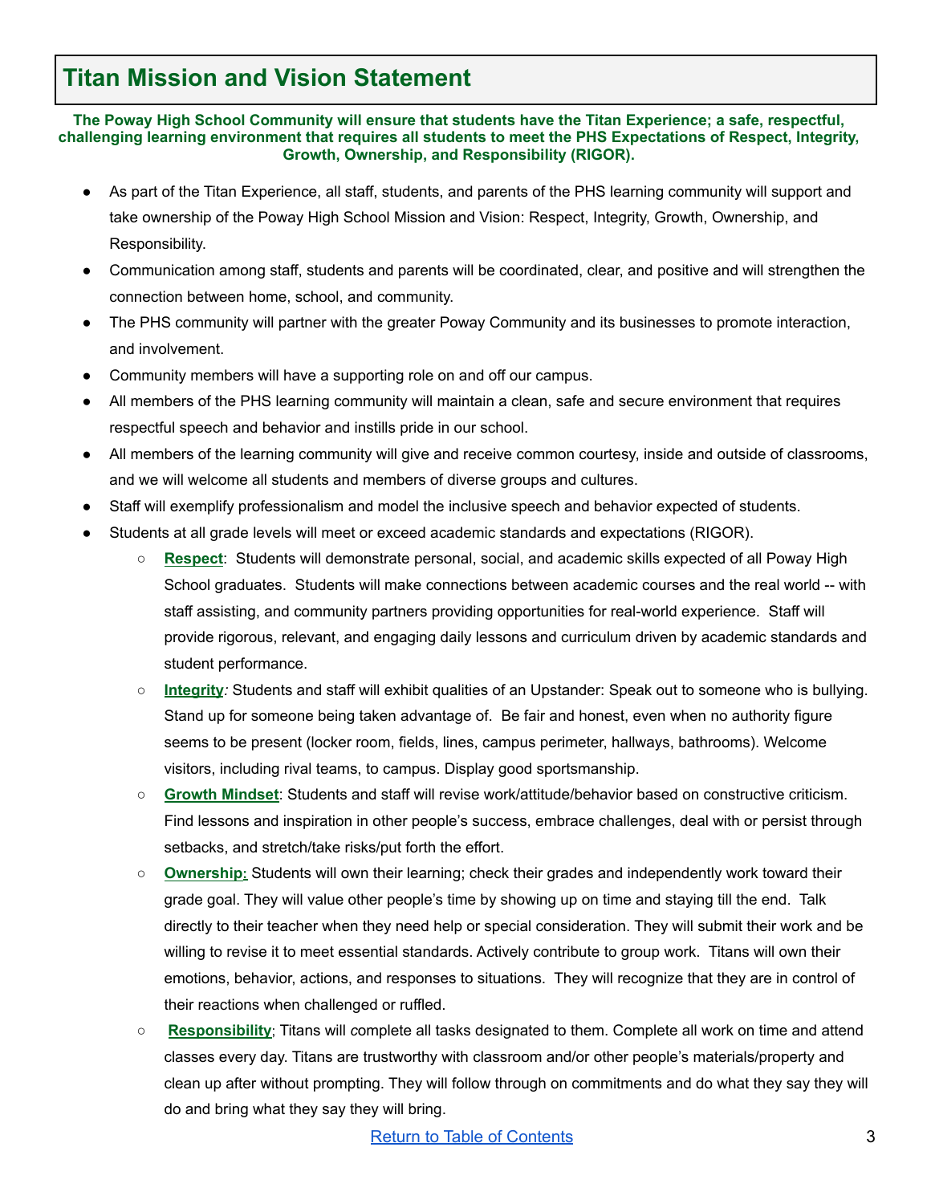# Titan Mission and Vision Statement

**The Poway High School Community will ensure that students have the Titan Experience; a safe, respectful, challenging learning environment that requires all students to meet the PHS Expectations of Respect, Integrity, Growth, Ownership, and Responsibility (RIGOR).**

- As part of the Titan Experience, all staff, students, and parents of the PHS learning community will support and take ownership of the Poway High School Mission and Vision: Respect, Integrity, Growth, Ownership, and Responsibility.
- Communication among staff, students and parents will be coordinated, clear, and positive and will strengthen the connection between home, school, and community.
- The PHS community will partner with the greater Poway Community and its businesses to promote interaction, and involvement.
- Community members will have a supporting role on and off our campus.
- All members of the PHS learning community will maintain a clean, safe and secure environment that requires respectful speech and behavior and instills pride in our school.
- All members of the learning community will give and receive common courtesy, inside and outside of classrooms, and we will welcome all students and members of diverse groups and cultures.
- Staff will exemplify professionalism and model the inclusive speech and behavior expected of students.
- Students at all grade levels will meet or exceed academic standards and expectations (RIGOR).
    - **Respect**: Students will demonstrate personal, social, and academic skills expected of all Poway High School graduates. Students will make connections between academic courses and the real world -- with staff assisting, and community partners providing opportunities for real-world experience. Staff will provide rigorous, relevant, and engaging daily lessons and curriculum driven by academic standards and student performance.
    - **Integrity**: Students and staff will exhibit qualities of an Upstander: Speak out to someone who is bullying. Stand up for someone being taken advantage of. Be fair and honest, even when no authority figure seems to be present (locker room, fields, lines, campus perimeter, hallways, bathrooms). Welcome visitors, including rival teams, to campus. Display good sportsmanship.
    - **Growth Mindset**: Students and staff will revise work/attitude/behavior based on constructive criticism. Find lessons and inspiration in other people's success, embrace challenges, deal with or persist through setbacks, and stretch/take risks/put forth the effort.
    - **Ownership**: Students will own their learning; check their grades and independently work toward their grade goal. They will value other people's time by showing up on time and staying till the end. Talk directly to their teacher when they need help or special consideration. They will submit their work and be willing to revise it to meet essential standards. Actively contribute to group work. Titans will own their emotions, behavior, actions, and responses to situations. They will recognize that they are in control of their reactions when challenged or ruffled.
    - **Responsibility**; Titans will complete all tasks designated to them. Complete all work on time and attend classes every day. Titans are trustworthy with classroom and/or other people's materials/property and clean up after without prompting. They will follow through on commitments and do what they say they will do and bring what they say they will bring.

Return to Table of Contents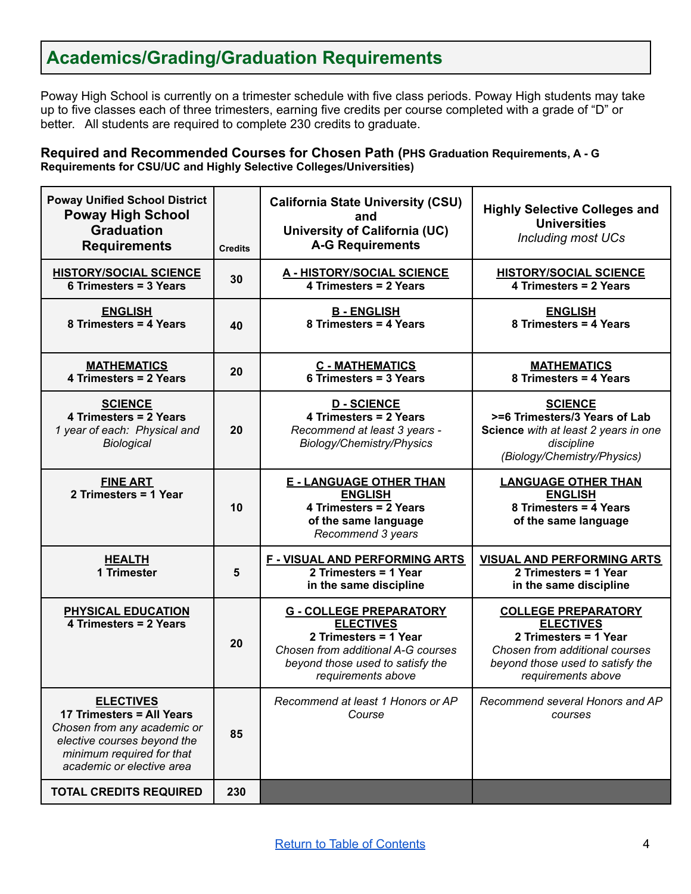## Academics/Grading/Graduation Requirements

Poway High School is currently on a trimester schedule with five class periods. Poway High students may take up to five classes each of three trimesters, earning five credits per course completed with a grade of "D" or better. All students are required to complete 230 credits to graduate.

**Required and Recommended Courses for Chosen Path (PHS Graduation Requirements, A - G Requirements for CSU/UC and Highly Selective Colleges/Universities)**

| Poway Unified School District **Poway High School Graduation Requirements** | Credits | **California State University (CSU) and University of California (UC) A-G Requirements** | **Highly Selective Colleges and Universities** *Including most UCs* |
|---|---|---|---|
| **HISTORY/SOCIAL SCIENCE** **6 Trimesters = 3 Years** | 30 | **A - HISTORY/SOCIAL SCIENCE** **4 Trimesters = 2 Years** | **HISTORY/SOCIAL SCIENCE** **4 Trimesters = 2 Years** |
| **ENGLISH** **8 Trimesters = 4 Years** | 40 | **B - ENGLISH** **8 Trimesters = 4 Years** | **ENGLISH** **8 Trimesters = 4 Years** |
| **MATHEMATICS** **4 Trimesters = 2 Years** | 20 | **C - MATHEMATICS** **6 Trimesters = 3 Years** | **MATHEMATICS** **8 Trimesters = 4 Years** |
| **SCIENCE** **4 Trimesters = 2 Years** *1 year of each: Physical and Biological* | 20 | **D - SCIENCE** **4 Trimesters = 2 Years** *Recommend at least 3 years - Biology/Chemistry/Physics* | **SCIENCE** **>=6 Trimesters/3 Years of Lab Science** *with at least 2 years in one discipline (Biology/Chemistry/Physics)* |
| **FINE ART** **2 Trimesters = 1 Year** | 10 | **E - LANGUAGE OTHER THAN ENGLISH** **4 Trimesters = 2 Years of the same language** *Recommend 3 years* | **LANGUAGE OTHER THAN ENGLISH** **8 Trimesters = 4 Years of the same language** |
| **HEALTH** **1 Trimester** | 5 | **F - VISUAL AND PERFORMING ARTS** **2 Trimesters = 1 Year in the same discipline** | **VISUAL AND PERFORMING ARTS** **2 Trimesters = 1 Year in the same discipline** |
| **PHYSICAL EDUCATION** **4 Trimesters = 2 Years** | 20 | **G - COLLEGE PREPARATORY ELECTIVES** **2 Trimesters = 1 Year** *Chosen from additional A-G courses beyond those used to satisfy the requirements above* | **COLLEGE PREPARATORY ELECTIVES** **2 Trimesters = 1 Year** *Chosen from additional courses beyond those used to satisfy the requirements above* |
| **ELECTIVES** **17 Trimesters = All Years** *Chosen from any academic or elective courses beyond the minimum required for that academic or elective area* | 85 | *Recommend at least 1 Honors or AP Course* | *Recommend several Honors and AP courses* |
| **TOTAL CREDITS REQUIRED** | **230** | | |

Return to Table of Contents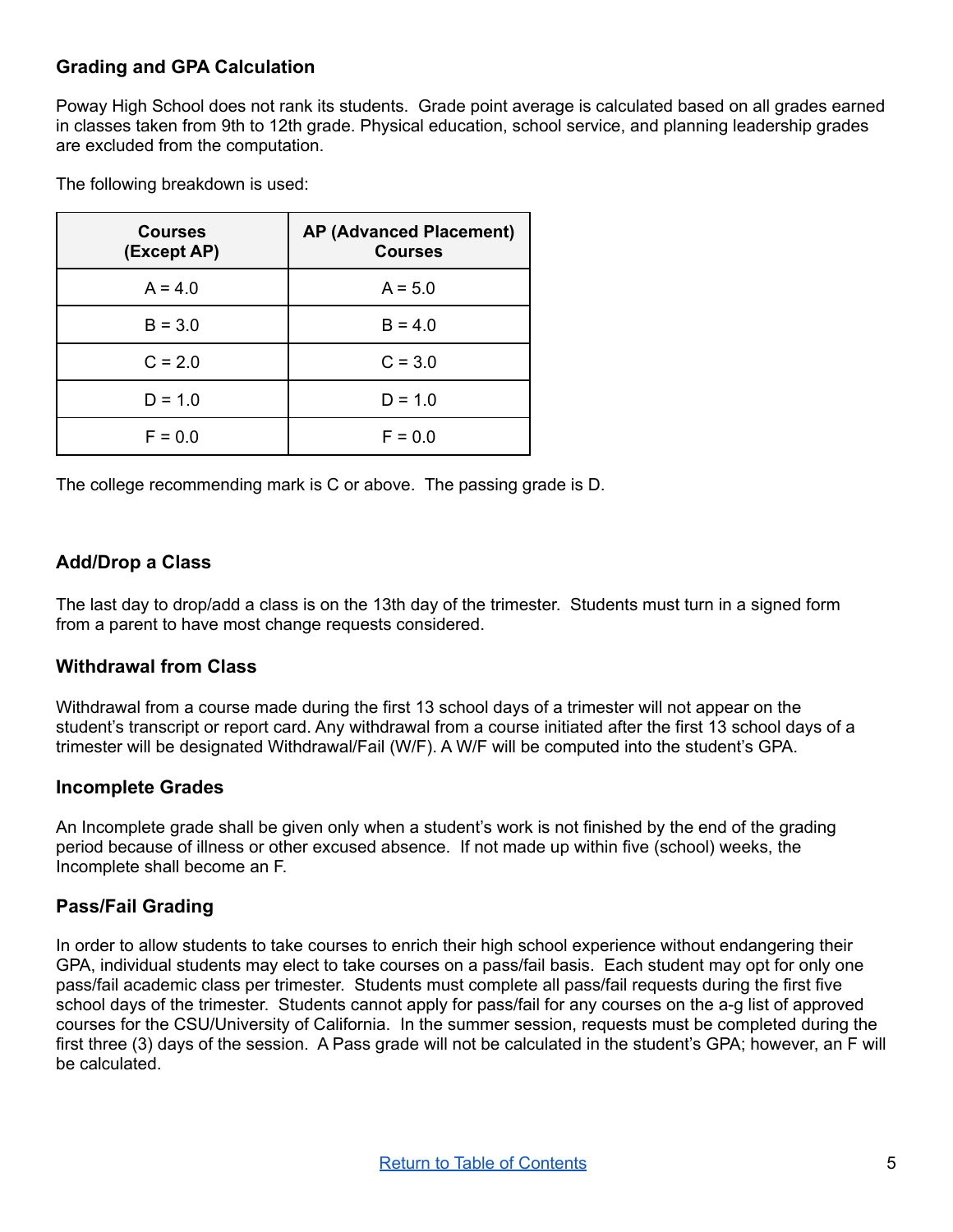### Grading and GPA Calculation

Poway High School does not rank its students. Grade point average is calculated based on all grades earned in classes taken from 9th to 12th grade. Physical education, school service, and planning leadership grades are excluded from the computation.

The following breakdown is used:

| Courses (Except AP) | AP (Advanced Placement) Courses |
|---|---|
| A = 4.0 | A = 5.0 |
| B = 3.0 | B = 4.0 |
| C = 2.0 | C = 3.0 |
| D = 1.0 | D = 1.0 |
| F = 0.0 | F = 0.0 |

The college recommending mark is C or above. The passing grade is D.

### Add/Drop a Class

The last day to drop/add a class is on the 13th day of the trimester. Students must turn in a signed form from a parent to have most change requests considered.

### Withdrawal from Class

Withdrawal from a course made during the first 13 school days of a trimester will not appear on the student's transcript or report card. Any withdrawal from a course initiated after the first 13 school days of a trimester will be designated Withdrawal/Fail (W/F). A W/F will be computed into the student's GPA.

### Incomplete Grades

An Incomplete grade shall be given only when a student's work is not finished by the end of the grading period because of illness or other excused absence. If not made up within five (school) weeks, the Incomplete shall become an F.

### Pass/Fail Grading

In order to allow students to take courses to enrich their high school experience without endangering their GPA, individual students may elect to take courses on a pass/fail basis. Each student may opt for only one pass/fail academic class per trimester. Students must complete all pass/fail requests during the first five school days of the trimester. Students cannot apply for pass/fail for any courses on the a-g list of approved courses for the CSU/University of California. In the summer session, requests must be completed during the first three (3) days of the session. A Pass grade will not be calculated in the student's GPA; however, an F will be calculated.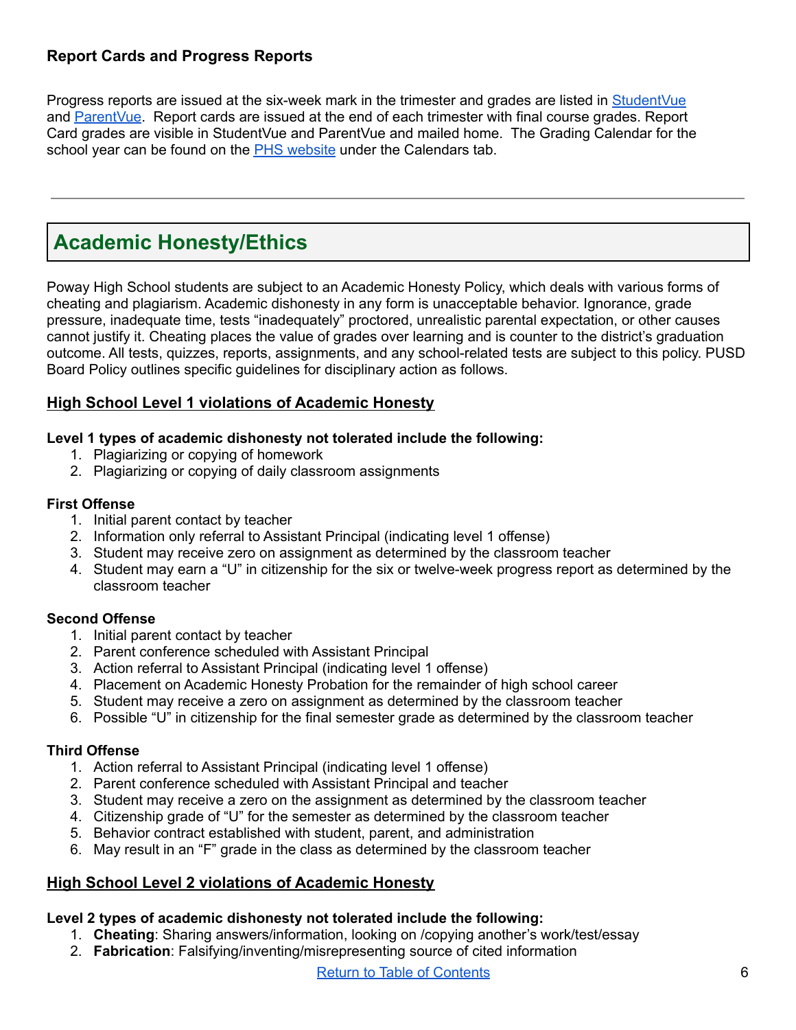### Report Cards and Progress Reports

Progress reports are issued at the six-week mark in the trimester and grades are listed in [StudentVue] and [ParentVue]. Report cards are issued at the end of each trimester with final course grades. Report Card grades are visible in StudentVue and ParentVue and mailed home. The Grading Calendar for the school year can be found on the [PHS website] under the Calendars tab.

---

## Academic Honesty/Ethics

Poway High School students are subject to an Academic Honesty Policy, which deals with various forms of cheating and plagiarism. Academic dishonesty in any form is unacceptable behavior. Ignorance, grade pressure, inadequate time, tests "inadequately" proctored, unrealistic parental expectation, or other causes cannot justify it. Cheating places the value of grades over learning and is counter to the district's graduation outcome. All tests, quizzes, reports, assignments, and any school-related tests are subject to this policy. PUSD Board Policy outlines specific guidelines for disciplinary action as follows.

### High School Level 1 violations of Academic Honesty

**Level 1 types of academic dishonesty not tolerated include the following:**

1. Plagiarizing or copying of homework
2. Plagiarizing or copying of daily classroom assignments

**First Offense**

1. Initial parent contact by teacher
2. Information only referral to Assistant Principal (indicating level 1 offense)
3. Student may receive zero on assignment as determined by the classroom teacher
4. Student may earn a "U" in citizenship for the six or twelve-week progress report as determined by the classroom teacher

**Second Offense**

1. Initial parent contact by teacher
2. Parent conference scheduled with Assistant Principal
3. Action referral to Assistant Principal (indicating level 1 offense)
4. Placement on Academic Honesty Probation for the remainder of high school career
5. Student may receive a zero on assignment as determined by the classroom teacher
6. Possible "U" in citizenship for the final semester grade as determined by the classroom teacher

**Third Offense**

1. Action referral to Assistant Principal (indicating level 1 offense)
2. Parent conference scheduled with Assistant Principal and teacher
3. Student may receive a zero on the assignment as determined by the classroom teacher
4. Citizenship grade of "U" for the semester as determined by the classroom teacher
5. Behavior contract established with student, parent, and administration
6. May result in an "F" grade in the class as determined by the classroom teacher

### High School Level 2 violations of Academic Honesty

**Level 2 types of academic dishonesty not tolerated include the following:**

1. **Cheating**: Sharing answers/information, looking on /copying another's work/test/essay
2. **Fabrication**: Falsifying/inventing/misrepresenting source of cited information

[Return to Table of Contents]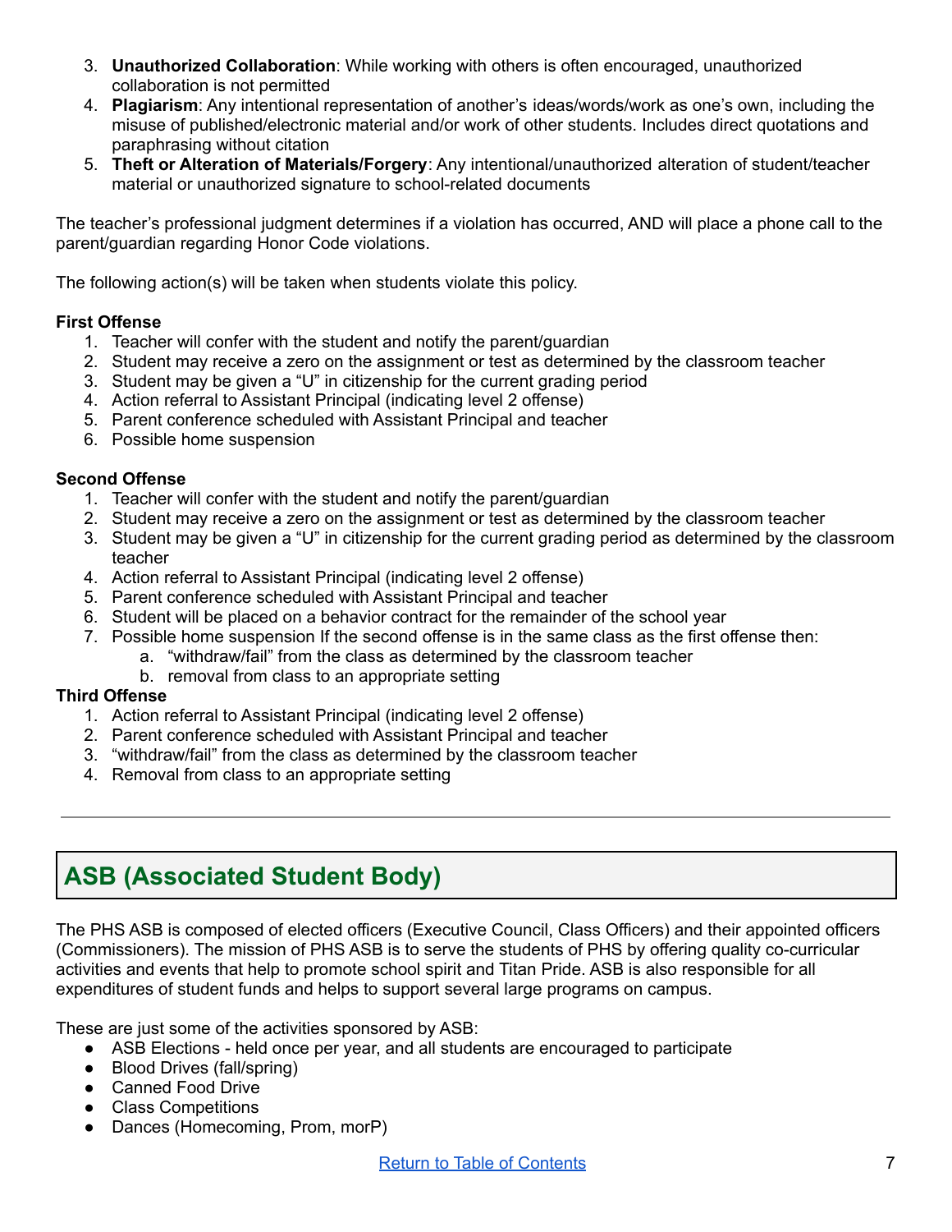3. **Unauthorized Collaboration**: While working with others is often encouraged, unauthorized collaboration is not permitted
4. **Plagiarism**: Any intentional representation of another's ideas/words/work as one's own, including the misuse of published/electronic material and/or work of other students. Includes direct quotations and paraphrasing without citation
5. **Theft or Alteration of Materials/Forgery**: Any intentional/unauthorized alteration of student/teacher material or unauthorized signature to school-related documents

The teacher's professional judgment determines if a violation has occurred, AND will place a phone call to the parent/guardian regarding Honor Code violations.

The following action(s) will be taken when students violate this policy.

**First Offense**

1. Teacher will confer with the student and notify the parent/guardian
2. Student may receive a zero on the assignment or test as determined by the classroom teacher
3. Student may be given a "U" in citizenship for the current grading period
4. Action referral to Assistant Principal (indicating level 2 offense)
5. Parent conference scheduled with Assistant Principal and teacher
6. Possible home suspension

**Second Offense**

1. Teacher will confer with the student and notify the parent/guardian
2. Student may receive a zero on the assignment or test as determined by the classroom teacher
3. Student may be given a "U" in citizenship for the current grading period as determined by the classroom teacher
4. Action referral to Assistant Principal (indicating level 2 offense)
5. Parent conference scheduled with Assistant Principal and teacher
6. Student will be placed on a behavior contract for the remainder of the school year
7. Possible home suspension If the second offense is in the same class as the first offense then:
   a. "withdraw/fail" from the class as determined by the classroom teacher
   b. removal from class to an appropriate setting

**Third Offense**

1. Action referral to Assistant Principal (indicating level 2 offense)
2. Parent conference scheduled with Assistant Principal and teacher
3. "withdraw/fail" from the class as determined by the classroom teacher
4. Removal from class to an appropriate setting

---

## ASB (Associated Student Body)

The PHS ASB is composed of elected officers (Executive Council, Class Officers) and their appointed officers (Commissioners). The mission of PHS ASB is to serve the students of PHS by offering quality co-curricular activities and events that help to promote school spirit and Titan Pride. ASB is also responsible for all expenditures of student funds and helps to support several large programs on campus.

These are just some of the activities sponsored by ASB:

- ASB Elections - held once per year, and all students are encouraged to participate
- Blood Drives (fall/spring)
- Canned Food Drive
- Class Competitions
- Dances (Homecoming, Prom, morP)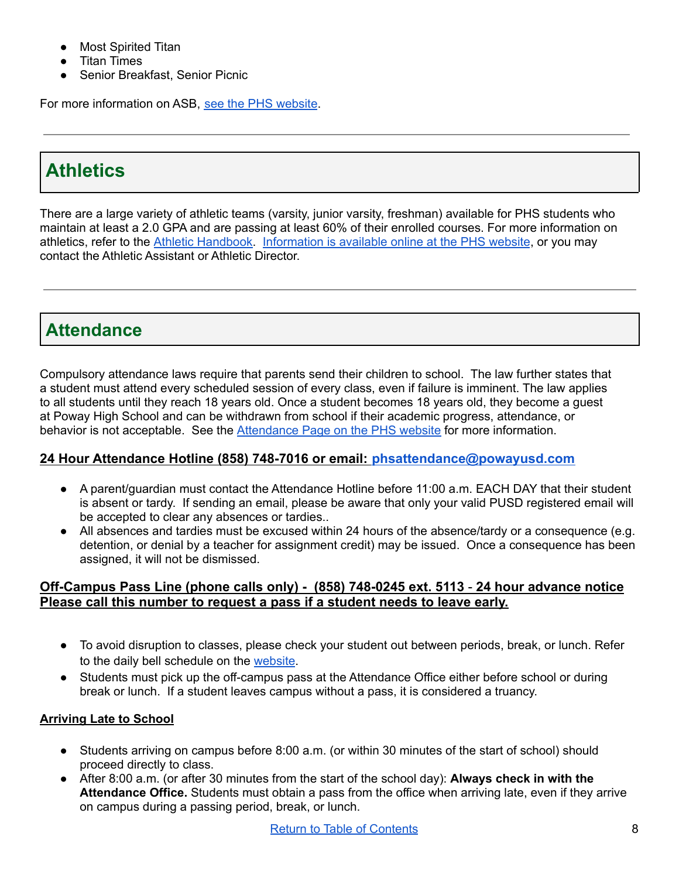- Most Spirited Titan
- Titan Times
- Senior Breakfast, Senior Picnic

For more information on ASB, [see the PHS website](#).

---

## Athletics

There are a large variety of athletic teams (varsity, junior varsity, freshman) available for PHS students who maintain at least a 2.0 GPA and are passing at least 60% of their enrolled courses. For more information on athletics, refer to the [Athletic Handbook](#). [Information is available online at the PHS website](#), or you may contact the Athletic Assistant or Athletic Director.

---

## Attendance

Compulsory attendance laws require that parents send their children to school. The law further states that a student must attend every scheduled session of every class, even if failure is imminent. The law applies to all students until they reach 18 years old. Once a student becomes 18 years old, they become a guest at Poway High School and can be withdrawn from school if their academic progress, attendance, or behavior is not acceptable. See the [Attendance Page on the PHS website](#) for more information.

**24 Hour Attendance Hotline (858) 748-7016 or email: phsattendance@powayusd.com**

- A parent/guardian must contact the Attendance Hotline before 11:00 a.m. EACH DAY that their student is absent or tardy. If sending an email, please be aware that only your valid PUSD registered email will be accepted to clear any absences or tardies..
- All absences and tardies must be excused within 24 hours of the absence/tardy or a consequence (e.g. detention, or denial by a teacher for assignment credit) may be issued. Once a consequence has been assigned, it will not be dismissed.

**Off-Campus Pass Line (phone calls only) - (858) 748-0245 ext. 5113 - 24 hour advance notice**
**Please call this number to request a pass if a student needs to leave early.**

- To avoid disruption to classes, please check your student out between periods, break, or lunch. Refer to the daily bell schedule on the [website](#).
- Students must pick up the off-campus pass at the Attendance Office either before school or during break or lunch. If a student leaves campus without a pass, it is considered a truancy.

**Arriving Late to School**

- Students arriving on campus before 8:00 a.m. (or within 30 minutes of the start of school) should proceed directly to class.
- After 8:00 a.m. (or after 30 minutes from the start of the school day): **Always check in with the Attendance Office.** Students must obtain a pass from the office when arriving late, even if they arrive on campus during a passing period, break, or lunch.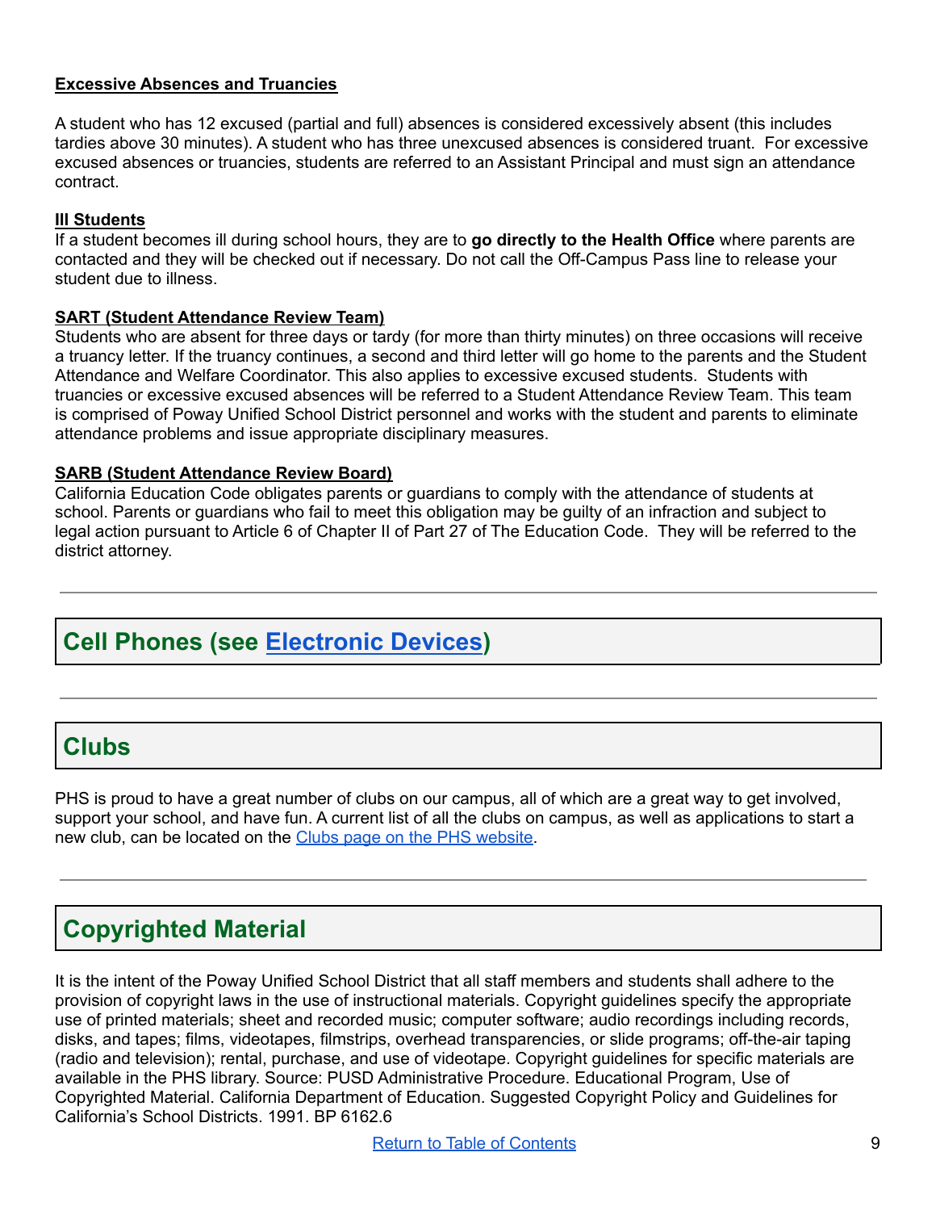**Excessive Absences and Truancies**

A student who has 12 excused (partial and full) absences is considered excessively absent (this includes tardies above 30 minutes). A student who has three unexcused absences is considered truant. For excessive excused absences or truancies, students are referred to an Assistant Principal and must sign an attendance contract.

**Ill Students**

If a student becomes ill during school hours, they are to **go directly to the Health Office** where parents are contacted and they will be checked out if necessary. Do not call the Off-Campus Pass line to release your student due to illness.

**SART (Student Attendance Review Team)**

Students who are absent for three days or tardy (for more than thirty minutes) on three occasions will receive a truancy letter. If the truancy continues, a second and third letter will go home to the parents and the Student Attendance and Welfare Coordinator. This also applies to excessive excused students. Students with truancies or excessive excused absences will be referred to a Student Attendance Review Team. This team is comprised of Poway Unified School District personnel and works with the student and parents to eliminate attendance problems and issue appropriate disciplinary measures.

**SARB (Student Attendance Review Board)**

California Education Code obligates parents or guardians to comply with the attendance of students at school. Parents or guardians who fail to meet this obligation may be guilty of an infraction and subject to legal action pursuant to Article 6 of Chapter II of Part 27 of The Education Code. They will be referred to the district attorney.

---

## Cell Phones (see [Electronic Devices](#))

---

## Clubs

PHS is proud to have a great number of clubs on our campus, all of which are a great way to get involved, support your school, and have fun. A current list of all the clubs on campus, as well as applications to start a new club, can be located on the [Clubs page on the PHS website](#).

---

## Copyrighted Material

It is the intent of the Poway Unified School District that all staff members and students shall adhere to the provision of copyright laws in the use of instructional materials. Copyright guidelines specify the appropriate use of printed materials; sheet and recorded music; computer software; audio recordings including records, disks, and tapes; films, videotapes, filmstrips, overhead transparencies, or slide programs; off-the-air taping (radio and television); rental, purchase, and use of videotape. Copyright guidelines for specific materials are available in the PHS library. Source: PUSD Administrative Procedure. Educational Program, Use of Copyrighted Material. California Department of Education. Suggested Copyright Policy and Guidelines for California's School Districts. 1991. BP 6162.6

[Return to Table of Contents](#)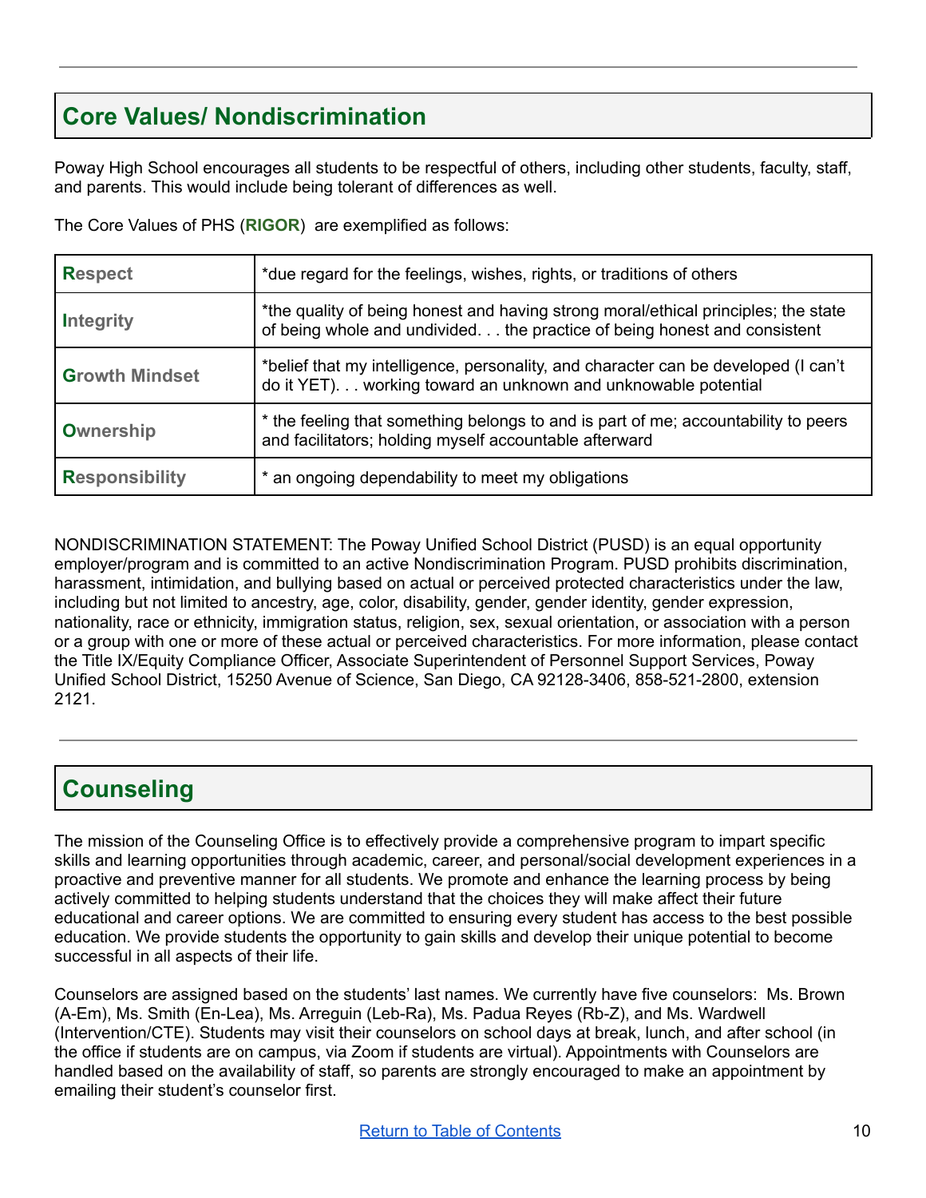## Core Values/ Nondiscrimination

Poway High School encourages all students to be respectful of others, including other students, faculty, staff, and parents. This would include being tolerant of differences as well.

The Core Values of PHS (**RIGOR**) are exemplified as follows:

| | |
|---|---|
| **Respect** | *due regard for the feelings, wishes, rights, or traditions of others |
| **Integrity** | *the quality of being honest and having strong moral/ethical principles; the state of being whole and undivided. . . the practice of being honest and consistent |
| **Growth Mindset** | *belief that my intelligence, personality, and character can be developed (I can't do it YET). . . working toward an unknown and unknowable potential |
| **Ownership** | * the feeling that something belongs to and is part of me; accountability to peers and facilitators; holding myself accountable afterward |
| **Responsibility** | * an ongoing dependability to meet my obligations |

NONDISCRIMINATION STATEMENT: The Poway Unified School District (PUSD) is an equal opportunity employer/program and is committed to an active Nondiscrimination Program. PUSD prohibits discrimination, harassment, intimidation, and bullying based on actual or perceived protected characteristics under the law, including but not limited to ancestry, age, color, disability, gender, gender identity, gender expression, nationality, race or ethnicity, immigration status, religion, sex, sexual orientation, or association with a person or a group with one or more of these actual or perceived characteristics. For more information, please contact the Title IX/Equity Compliance Officer, Associate Superintendent of Personnel Support Services, Poway Unified School District, 15250 Avenue of Science, San Diego, CA 92128-3406, 858-521-2800, extension 2121.

## Counseling

The mission of the Counseling Office is to effectively provide a comprehensive program to impart specific skills and learning opportunities through academic, career, and personal/social development experiences in a proactive and preventive manner for all students. We promote and enhance the learning process by being actively committed to helping students understand that the choices they will make affect their future educational and career options. We are committed to ensuring every student has access to the best possible education. We provide students the opportunity to gain skills and develop their unique potential to become successful in all aspects of their life.

Counselors are assigned based on the students' last names. We currently have five counselors: Ms. Brown (A-Em), Ms. Smith (En-Lea), Ms. Arreguin (Leb-Ra), Ms. Padua Reyes (Rb-Z), and Ms. Wardwell (Intervention/CTE). Students may visit their counselors on school days at break, lunch, and after school (in the office if students are on campus, via Zoom if students are virtual). Appointments with Counselors are handled based on the availability of staff, so parents are strongly encouraged to make an appointment by emailing their student's counselor first.

[Return to Table of Contents]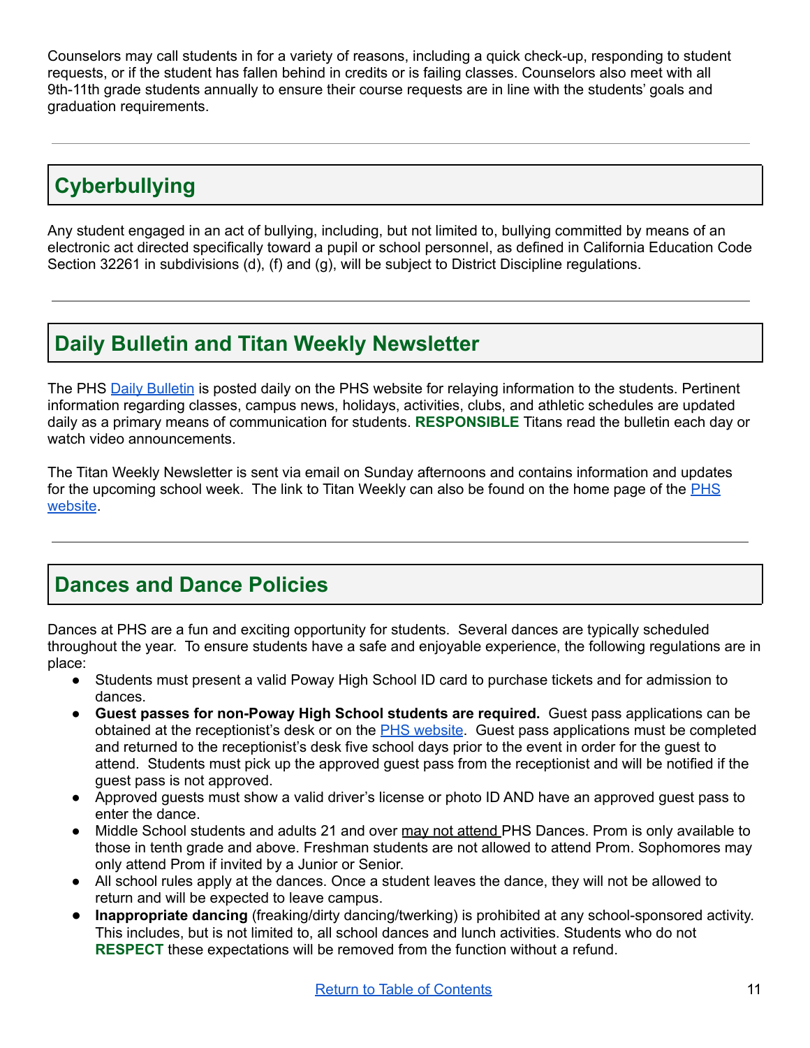Counselors may call students in for a variety of reasons, including a quick check-up, responding to student requests, or if the student has fallen behind in credits or is failing classes. Counselors also meet with all 9th-11th grade students annually to ensure their course requests are in line with the students' goals and graduation requirements.

---

## Cyberbullying

Any student engaged in an act of bullying, including, but not limited to, bullying committed by means of an electronic act directed specifically toward a pupil or school personnel, as defined in California Education Code Section 32261 in subdivisions (d), (f) and (g), will be subject to District Discipline regulations.

---

## Daily Bulletin and Titan Weekly Newsletter

The PHS Daily Bulletin is posted daily on the PHS website for relaying information to the students. Pertinent information regarding classes, campus news, holidays, activities, clubs, and athletic schedules are updated daily as a primary means of communication for students. **RESPONSIBLE** Titans read the bulletin each day or watch video announcements.

The Titan Weekly Newsletter is sent via email on Sunday afternoons and contains information and updates for the upcoming school week. The link to Titan Weekly can also be found on the home page of the PHS website.

---

## Dances and Dance Policies

Dances at PHS are a fun and exciting opportunity for students. Several dances are typically scheduled throughout the year. To ensure students have a safe and enjoyable experience, the following regulations are in place:

- Students must present a valid Poway High School ID card to purchase tickets and for admission to dances.
- **Guest passes for non-Poway High School students are required.** Guest pass applications can be obtained at the receptionist's desk or on the PHS website. Guest pass applications must be completed and returned to the receptionist's desk five school days prior to the event in order for the guest to attend. Students must pick up the approved guest pass from the receptionist and will be notified if the guest pass is not approved.
- Approved guests must show a valid driver's license or photo ID AND have an approved guest pass to enter the dance.
- Middle School students and adults 21 and over may not attend PHS Dances. Prom is only available to those in tenth grade and above. Freshman students are not allowed to attend Prom. Sophomores may only attend Prom if invited by a Junior or Senior.
- All school rules apply at the dances. Once a student leaves the dance, they will not be allowed to return and will be expected to leave campus.
- **Inappropriate dancing** (freaking/dirty dancing/twerking) is prohibited at any school-sponsored activity. This includes, but is not limited to, all school dances and lunch activities. Students who do not **RESPECT** these expectations will be removed from the function without a refund.

Return to Table of Contents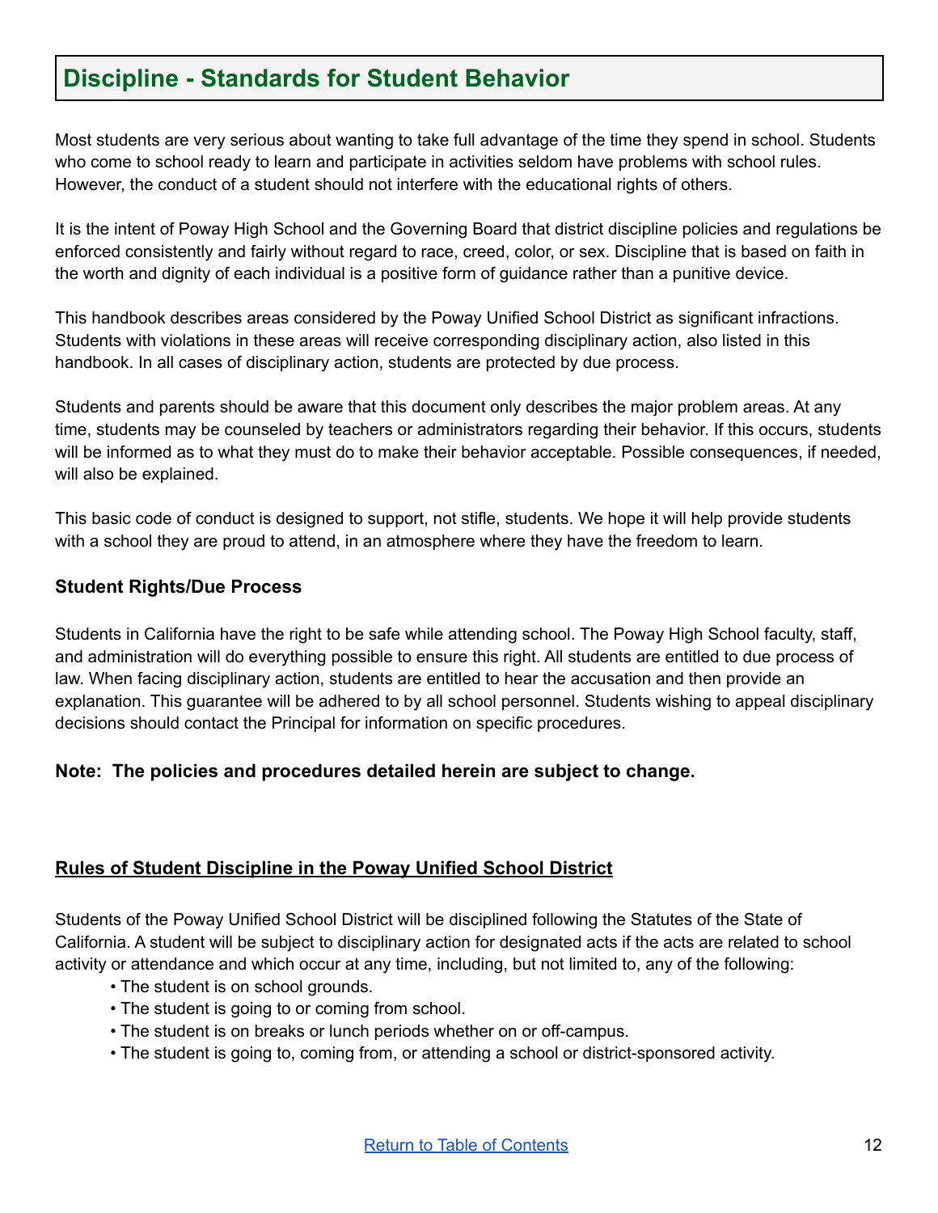## Discipline - Standards for Student Behavior

Most students are very serious about wanting to take full advantage of the time they spend in school. Students who come to school ready to learn and participate in activities seldom have problems with school rules. However, the conduct of a student should not interfere with the educational rights of others.

It is the intent of Poway High School and the Governing Board that district discipline policies and regulations be enforced consistently and fairly without regard to race, creed, color, or sex. Discipline that is based on faith in the worth and dignity of each individual is a positive form of guidance rather than a punitive device.

This handbook describes areas considered by the Poway Unified School District as significant infractions. Students with violations in these areas will receive corresponding disciplinary action, also listed in this handbook. In all cases of disciplinary action, students are protected by due process.

Students and parents should be aware that this document only describes the major problem areas. At any time, students may be counseled by teachers or administrators regarding their behavior. If this occurs, students will be informed as to what they must do to make their behavior acceptable. Possible consequences, if needed, will also be explained.

This basic code of conduct is designed to support, not stifle, students. We hope it will help provide students with a school they are proud to attend, in an atmosphere where they have the freedom to learn.

### Student Rights/Due Process

Students in California have the right to be safe while attending school. The Poway High School faculty, staff, and administration will do everything possible to ensure this right. All students are entitled to due process of law. When facing disciplinary action, students are entitled to hear the accusation and then provide an explanation. This guarantee will be adhered to by all school personnel. Students wishing to appeal disciplinary decisions should contact the Principal for information on specific procedures.

**Note: The policies and procedures detailed herein are subject to change.**

**<u>Rules of Student Discipline in the Poway Unified School District</u>**

Students of the Poway Unified School District will be disciplined following the Statutes of the State of California. A student will be subject to disciplinary action for designated acts if the acts are related to school activity or attendance and which occur at any time, including, but not limited to, any of the following:

- The student is on school grounds.
- The student is going to or coming from school.
- The student is on breaks or lunch periods whether on or off-campus.
- The student is going to, coming from, or attending a school or district-sponsored activity.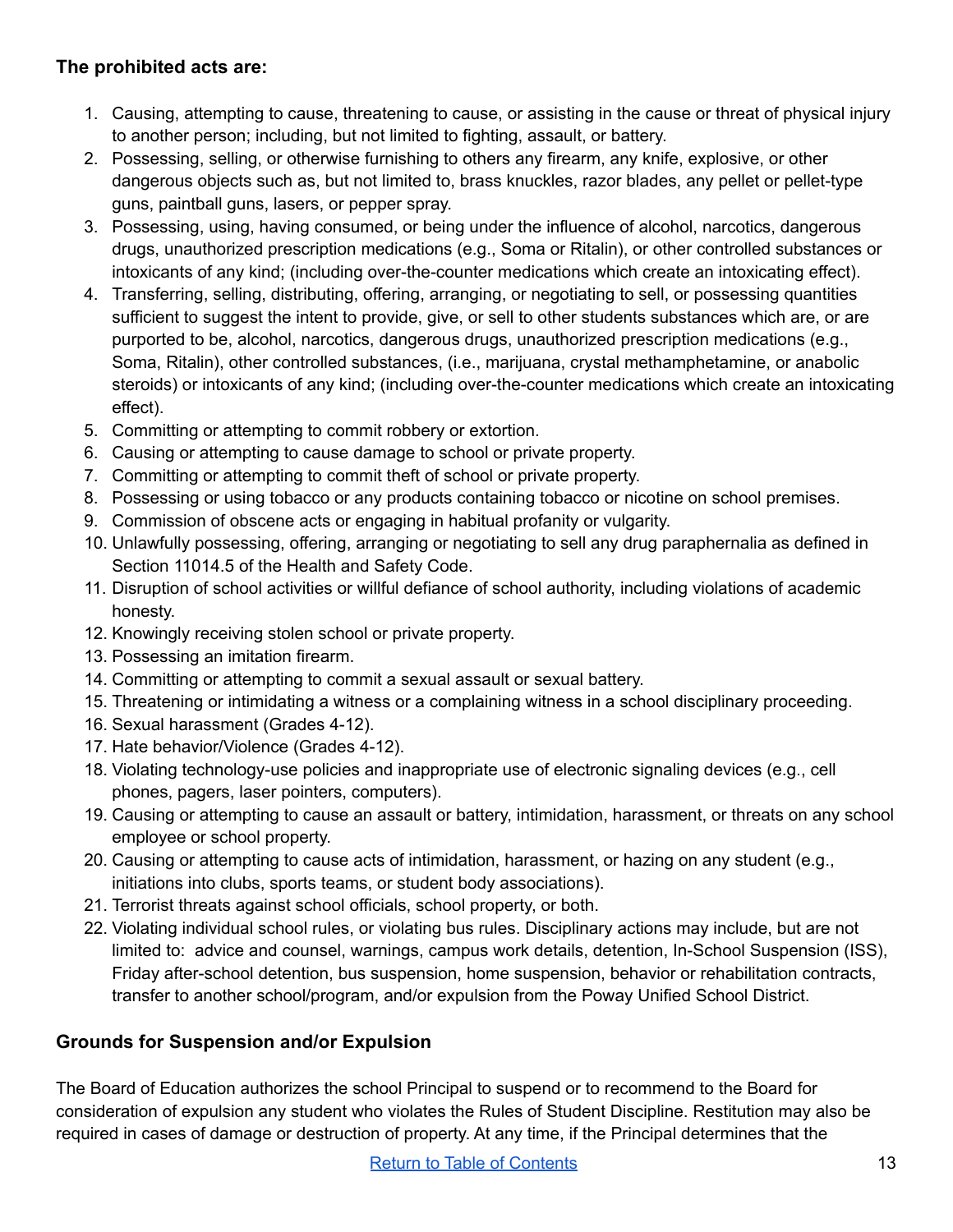**The prohibited acts are:**

1. Causing, attempting to cause, threatening to cause, or assisting in the cause or threat of physical injury to another person; including, but not limited to fighting, assault, or battery.
2. Possessing, selling, or otherwise furnishing to others any firearm, any knife, explosive, or other dangerous objects such as, but not limited to, brass knuckles, razor blades, any pellet or pellet-type guns, paintball guns, lasers, or pepper spray.
3. Possessing, using, having consumed, or being under the influence of alcohol, narcotics, dangerous drugs, unauthorized prescription medications (e.g., Soma or Ritalin), or other controlled substances or intoxicants of any kind; (including over-the-counter medications which create an intoxicating effect).
4. Transferring, selling, distributing, offering, arranging, or negotiating to sell, or possessing quantities sufficient to suggest the intent to provide, give, or sell to other students substances which are, or are purported to be, alcohol, narcotics, dangerous drugs, unauthorized prescription medications (e.g., Soma, Ritalin), other controlled substances, (i.e., marijuana, crystal methamphetamine, or anabolic steroids) or intoxicants of any kind; (including over-the-counter medications which create an intoxicating effect).
5. Committing or attempting to commit robbery or extortion.
6. Causing or attempting to cause damage to school or private property.
7. Committing or attempting to commit theft of school or private property.
8. Possessing or using tobacco or any products containing tobacco or nicotine on school premises.
9. Commission of obscene acts or engaging in habitual profanity or vulgarity.
10. Unlawfully possessing, offering, arranging or negotiating to sell any drug paraphernalia as defined in Section 11014.5 of the Health and Safety Code.
11. Disruption of school activities or willful defiance of school authority, including violations of academic honesty.
12. Knowingly receiving stolen school or private property.
13. Possessing an imitation firearm.
14. Committing or attempting to commit a sexual assault or sexual battery.
15. Threatening or intimidating a witness or a complaining witness in a school disciplinary proceeding.
16. Sexual harassment (Grades 4-12).
17. Hate behavior/Violence (Grades 4-12).
18. Violating technology-use policies and inappropriate use of electronic signaling devices (e.g., cell phones, pagers, laser pointers, computers).
19. Causing or attempting to cause an assault or battery, intimidation, harassment, or threats on any school employee or school property.
20. Causing or attempting to cause acts of intimidation, harassment, or hazing on any student (e.g., initiations into clubs, sports teams, or student body associations).
21. Terrorist threats against school officials, school property, or both.
22. Violating individual school rules, or violating bus rules. Disciplinary actions may include, but are not limited to: advice and counsel, warnings, campus work details, detention, In-School Suspension (ISS), Friday after-school detention, bus suspension, home suspension, behavior or rehabilitation contracts, transfer to another school/program, and/or expulsion from the Poway Unified School District.

**Grounds for Suspension and/or Expulsion**

The Board of Education authorizes the school Principal to suspend or to recommend to the Board for consideration of expulsion any student who violates the Rules of Student Discipline. Restitution may also be required in cases of damage or destruction of property. At any time, if the Principal determines that the

[Return to Table of Contents]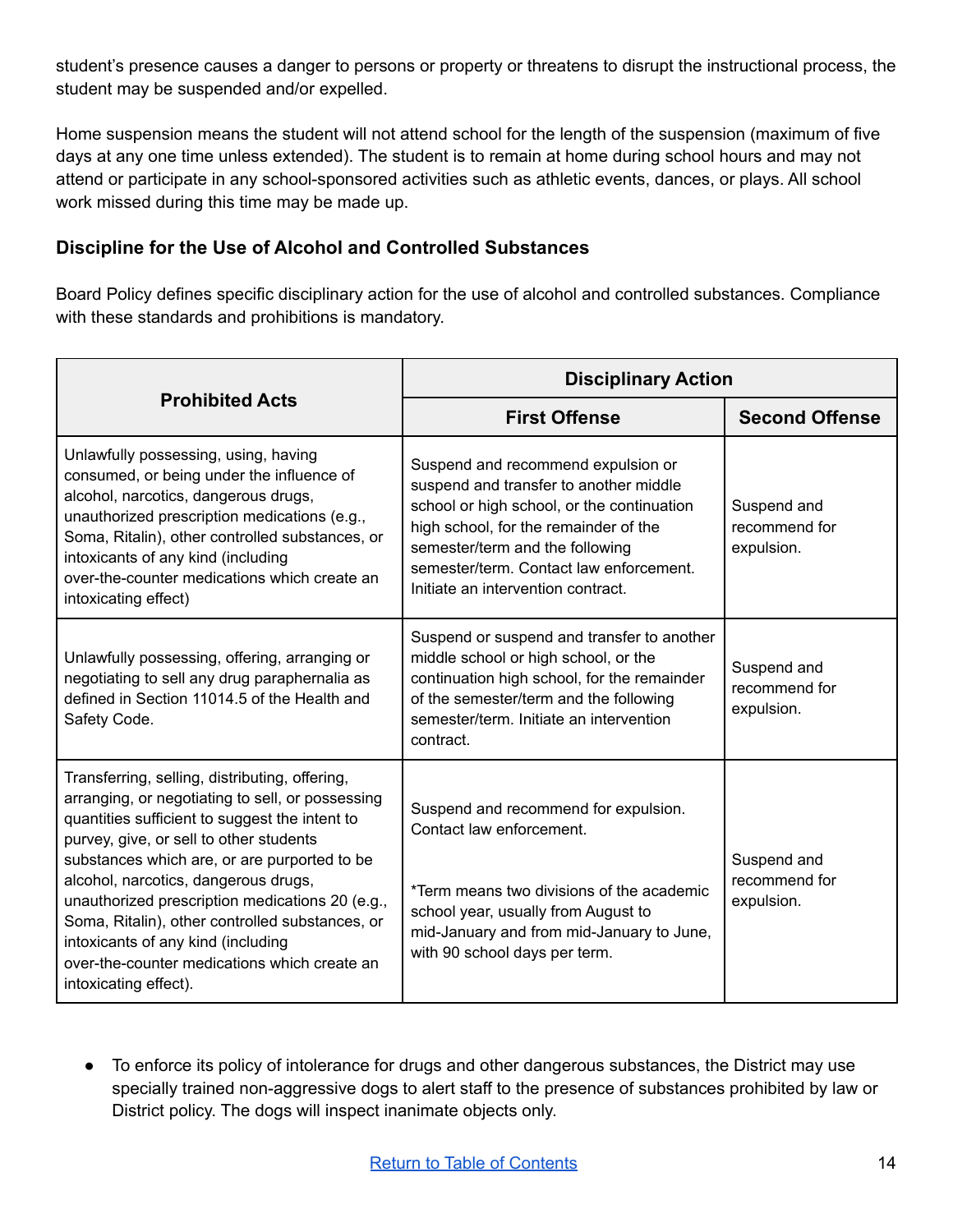student's presence causes a danger to persons or property or threatens to disrupt the instructional process, the student may be suspended and/or expelled.

Home suspension means the student will not attend school for the length of the suspension (maximum of five days at any one time unless extended). The student is to remain at home during school hours and may not attend or participate in any school-sponsored activities such as athletic events, dances, or plays. All school work missed during this time may be made up.

### Discipline for the Use of Alcohol and Controlled Substances

Board Policy defines specific disciplinary action for the use of alcohol and controlled substances. Compliance with these standards and prohibitions is mandatory.

| Prohibited Acts | Disciplinary Action | |
|---|---|---|
| | **First Offense** | **Second Offense** |
| Unlawfully possessing, using, having consumed, or being under the influence of alcohol, narcotics, dangerous drugs, unauthorized prescription medications (e.g., Soma, Ritalin), other controlled substances, or intoxicants of any kind (including over-the-counter medications which create an intoxicating effect) | Suspend and recommend expulsion or suspend and transfer to another middle school or high school, or the continuation high school, for the remainder of the semester/term and the following semester/term. Contact law enforcement. Initiate an intervention contract. | Suspend and recommend for expulsion. |
| Unlawfully possessing, offering, arranging or negotiating to sell any drug paraphernalia as defined in Section 11014.5 of the Health and Safety Code. | Suspend or suspend and transfer to another middle school or high school, or the continuation high school, for the remainder of the semester/term and the following semester/term. Initiate an intervention contract. | Suspend and recommend for expulsion. |
| Transferring, selling, distributing, offering, arranging, or negotiating to sell, or possessing quantities sufficient to suggest the intent to purvey, give, or sell to other students substances which are, or are purported to be alcohol, narcotics, dangerous drugs, unauthorized prescription medications 20 (e.g., Soma, Ritalin), other controlled substances, or intoxicants of any kind (including over-the-counter medications which create an intoxicating effect). | Suspend and recommend for expulsion. Contact law enforcement.<br><br>*Term means two divisions of the academic school year, usually from August to mid-January and from mid-January to June, with 90 school days per term. | Suspend and recommend for expulsion. |

- To enforce its policy of intolerance for drugs and other dangerous substances, the District may use specially trained non-aggressive dogs to alert staff to the presence of substances prohibited by law or District policy. The dogs will inspect inanimate objects only.

Return to Table of Contents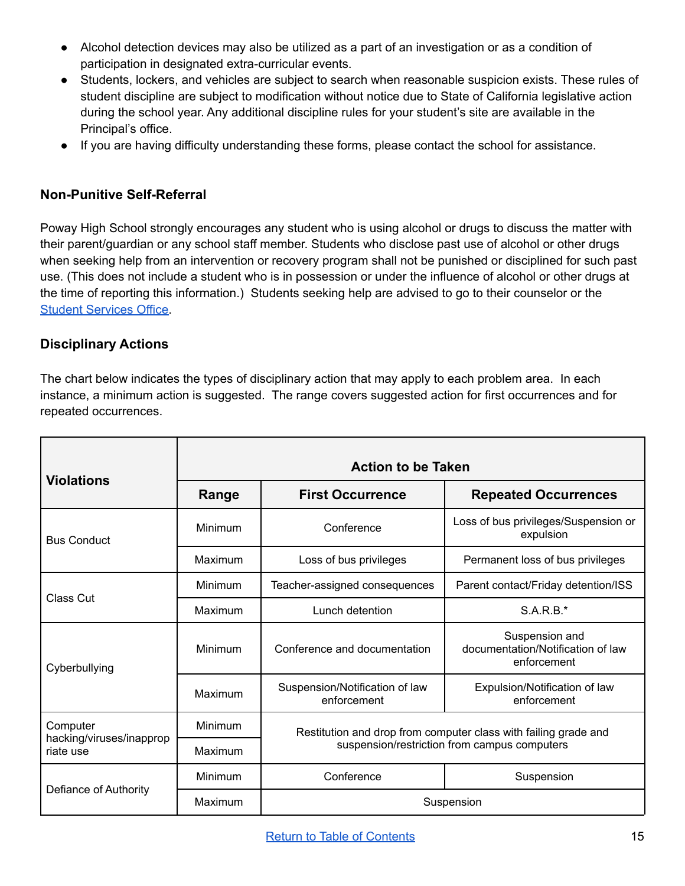- Alcohol detection devices may also be utilized as a part of an investigation or as a condition of participation in designated extra-curricular events.
- Students, lockers, and vehicles are subject to search when reasonable suspicion exists. These rules of student discipline are subject to modification without notice due to State of California legislative action during the school year. Any additional discipline rules for your student's site are available in the Principal's office.
- If you are having difficulty understanding these forms, please contact the school for assistance.

### Non-Punitive Self-Referral

Poway High School strongly encourages any student who is using alcohol or drugs to discuss the matter with their parent/guardian or any school staff member. Students who disclose past use of alcohol or other drugs when seeking help from an intervention or recovery program shall not be punished or disciplined for such past use. (This does not include a student who is in possession or under the influence of alcohol or other drugs at the time of reporting this information.) Students seeking help are advised to go to their counselor or the [Student Services Office](#).

### Disciplinary Actions

The chart below indicates the types of disciplinary action that may apply to each problem area. In each instance, a minimum action is suggested. The range covers suggested action for first occurrences and for repeated occurrences.

| Violations | Action to be Taken | | |
|---|---|---|---|
| | **Range** | **First Occurrence** | **Repeated Occurrences** |
| Bus Conduct | Minimum | Conference | Loss of bus privileges/Suspension or expulsion |
| | Maximum | Loss of bus privileges | Permanent loss of bus privileges |
| Class Cut | Minimum | Teacher-assigned consequences | Parent contact/Friday detention/ISS |
| | Maximum | Lunch detention | S.A.R.B.* |
| Cyberbullying | Minimum | Conference and documentation | Suspension and documentation/Notification of law enforcement |
| | Maximum | Suspension/Notification of law enforcement | Expulsion/Notification of law enforcement |
| Computer hacking/viruses/inappropriate use | Minimum | Restitution and drop from computer class with failing grade and suspension/restriction from campus computers | |
| | Maximum | | |
| Defiance of Authority | Minimum | Conference | Suspension |
| | Maximum | Suspension | |

[Return to Table of Contents](#)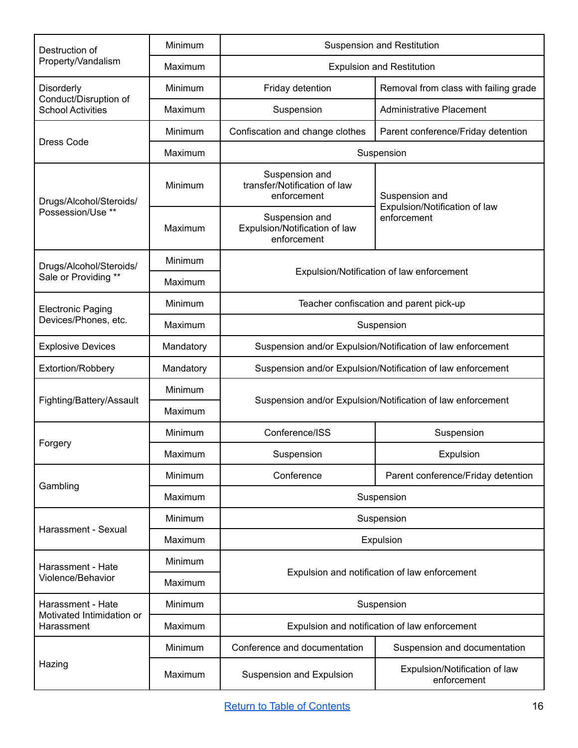| | | | |
|---|---|---|---|
| Destruction of Property/Vandalism | Minimum | Suspension and Restitution | |
| | Maximum | Expulsion and Restitution | |
| Disorderly Conduct/Disruption of School Activities | Minimum | Friday detention | Removal from class with failing grade |
| | Maximum | Suspension | Administrative Placement |
| Dress Code | Minimum | Confiscation and change clothes | Parent conference/Friday detention |
| | Maximum | Suspension | |
| Drugs/Alcohol/Steroids/ Possession/Use ** | Minimum | Suspension and transfer/Notification of law enforcement | Suspension and Expulsion/Notification of law enforcement |
| | Maximum | Suspension and Expulsion/Notification of law enforcement | |
| Drugs/Alcohol/Steroids/ Sale or Providing ** | Minimum | Expulsion/Notification of law enforcement | |
| | Maximum | | |
| Electronic Paging Devices/Phones, etc. | Minimum | Teacher confiscation and parent pick-up | |
| | Maximum | Suspension | |
| Explosive Devices | Mandatory | Suspension and/or Expulsion/Notification of law enforcement | |
| Extortion/Robbery | Mandatory | Suspension and/or Expulsion/Notification of law enforcement | |
| Fighting/Battery/Assault | Minimum | Suspension and/or Expulsion/Notification of law enforcement | |
| | Maximum | | |
| Forgery | Minimum | Conference/ISS | Suspension |
| | Maximum | Suspension | Expulsion |
| Gambling | Minimum | Conference | Parent conference/Friday detention |
| | Maximum | Suspension | |
| Harassment - Sexual | Minimum | Suspension | |
| | Maximum | Expulsion | |
| Harassment - Hate Violence/Behavior | Minimum | Expulsion and notification of law enforcement | |
| | Maximum | | |
| Harassment - Hate Motivated Intimidation or Harassment | Minimum | Suspension | |
| | Maximum | Expulsion and notification of law enforcement | |
| Hazing | Minimum | Conference and documentation | Suspension and documentation |
| | Maximum | Suspension and Expulsion | Expulsion/Notification of law enforcement |

[Return to Table of Contents]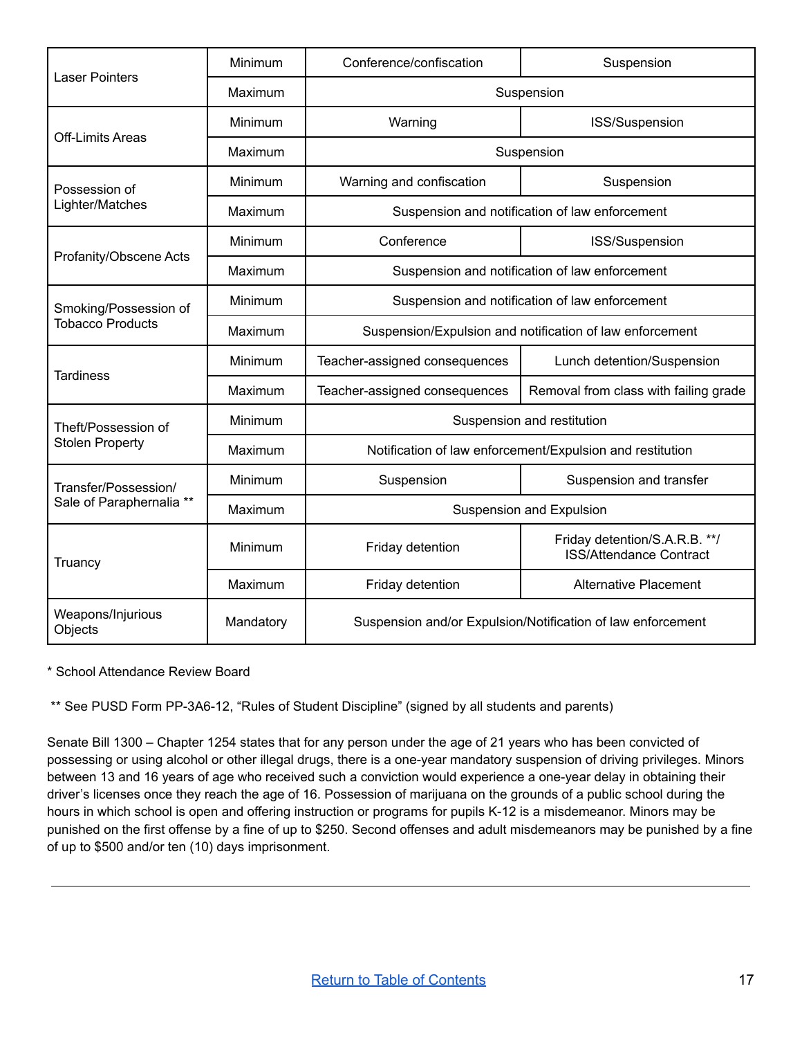| | | | |
|---|---|---|---|
| Laser Pointers | Minimum | Conference/confiscation | Suspension |
| | Maximum | Suspension | |
| Off-Limits Areas | Minimum | Warning | ISS/Suspension |
| | Maximum | Suspension | |
| Possession of Lighter/Matches | Minimum | Warning and confiscation | Suspension |
| | Maximum | Suspension and notification of law enforcement | |
| Profanity/Obscene Acts | Minimum | Conference | ISS/Suspension |
| | Maximum | Suspension and notification of law enforcement | |
| Smoking/Possession of Tobacco Products | Minimum | Suspension and notification of law enforcement | |
| | Maximum | Suspension/Expulsion and notification of law enforcement | |
| Tardiness | Minimum | Teacher-assigned consequences | Lunch detention/Suspension |
| | Maximum | Teacher-assigned consequences | Removal from class with failing grade |
| Theft/Possession of Stolen Property | Minimum | Suspension and restitution | |
| | Maximum | Notification of law enforcement/Expulsion and restitution | |
| Transfer/Possession/ Sale of Paraphernalia ** | Minimum | Suspension | Suspension and transfer |
| | Maximum | Suspension and Expulsion | |
| Truancy | Minimum | Friday detention | Friday detention/S.A.R.B. **/ ISS/Attendance Contract |
| | Maximum | Friday detention | Alternative Placement |
| Weapons/Injurious Objects | Mandatory | Suspension and/or Expulsion/Notification of law enforcement | |

* School Attendance Review Board

** See PUSD Form PP-3A6-12, "Rules of Student Discipline" (signed by all students and parents)

Senate Bill 1300 – Chapter 1254 states that for any person under the age of 21 years who has been convicted of possessing or using alcohol or other illegal drugs, there is a one-year mandatory suspension of driving privileges. Minors between 13 and 16 years of age who received such a conviction would experience a one-year delay in obtaining their driver's licenses once they reach the age of 16. Possession of marijuana on the grounds of a public school during the hours in which school is open and offering instruction or programs for pupils K-12 is a misdemeanor. Minors may be punished on the first offense by a fine of up to $250. Second offenses and adult misdemeanors may be punished by a fine of up to $500 and/or ten (10) days imprisonment.

---

[Return to Table of Contents]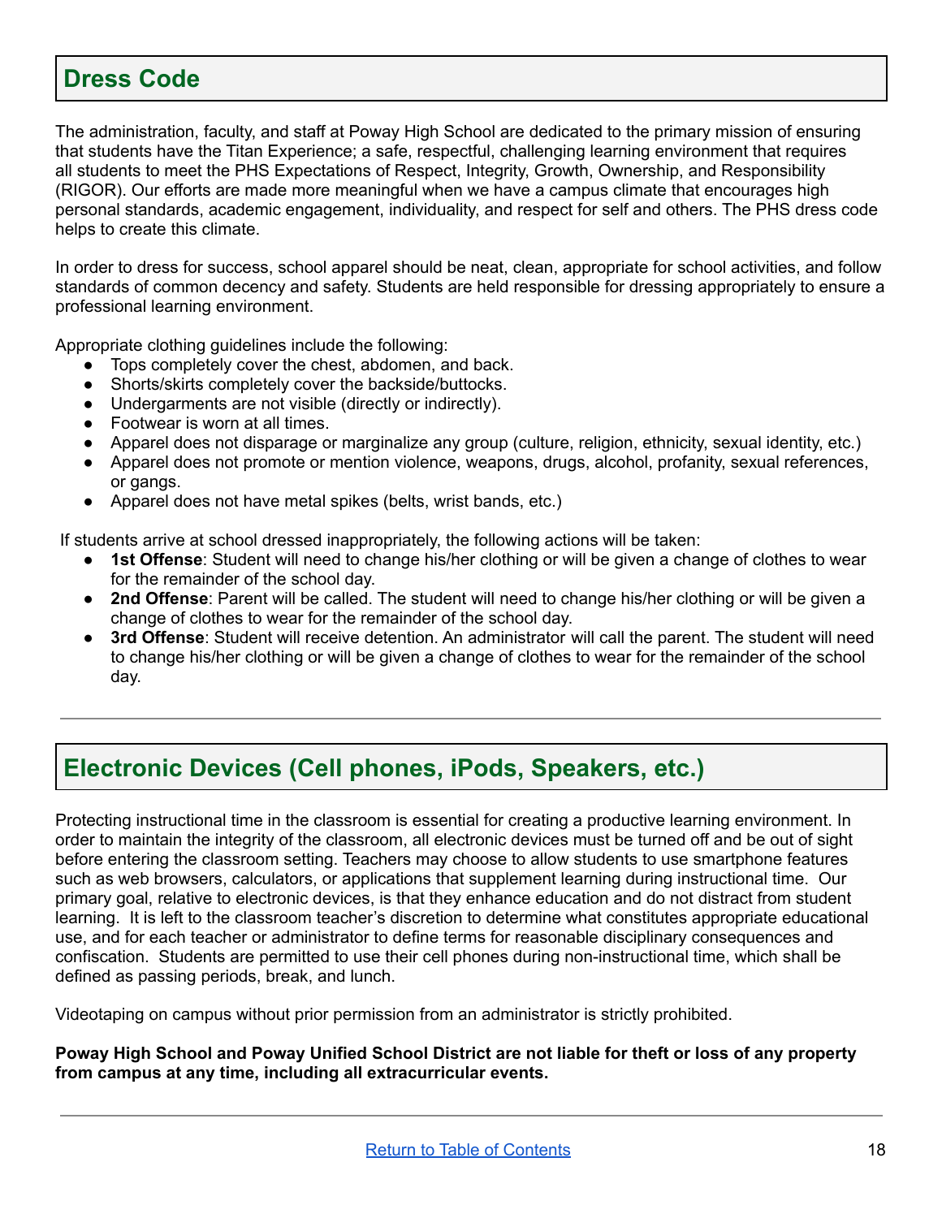## Dress Code

The administration, faculty, and staff at Poway High School are dedicated to the primary mission of ensuring that students have the Titan Experience; a safe, respectful, challenging learning environment that requires all students to meet the PHS Expectations of Respect, Integrity, Growth, Ownership, and Responsibility (RIGOR). Our efforts are made more meaningful when we have a campus climate that encourages high personal standards, academic engagement, individuality, and respect for self and others. The PHS dress code helps to create this climate.

In order to dress for success, school apparel should be neat, clean, appropriate for school activities, and follow standards of common decency and safety. Students are held responsible for dressing appropriately to ensure a professional learning environment.

Appropriate clothing guidelines include the following:

- Tops completely cover the chest, abdomen, and back.
- Shorts/skirts completely cover the backside/buttocks.
- Undergarments are not visible (directly or indirectly).
- Footwear is worn at all times.
- Apparel does not disparage or marginalize any group (culture, religion, ethnicity, sexual identity, etc.)
- Apparel does not promote or mention violence, weapons, drugs, alcohol, profanity, sexual references, or gangs.
- Apparel does not have metal spikes (belts, wrist bands, etc.)

If students arrive at school dressed inappropriately, the following actions will be taken:

- **1st Offense**: Student will need to change his/her clothing or will be given a change of clothes to wear for the remainder of the school day.
- **2nd Offense**: Parent will be called. The student will need to change his/her clothing or will be given a change of clothes to wear for the remainder of the school day.
- **3rd Offense**: Student will receive detention. An administrator will call the parent. The student will need to change his/her clothing or will be given a change of clothes to wear for the remainder of the school day.

---

## Electronic Devices (Cell phones, iPods, Speakers, etc.)

Protecting instructional time in the classroom is essential for creating a productive learning environment. In order to maintain the integrity of the classroom, all electronic devices must be turned off and be out of sight before entering the classroom setting. Teachers may choose to allow students to use smartphone features such as web browsers, calculators, or applications that supplement learning during instructional time. Our primary goal, relative to electronic devices, is that they enhance education and do not distract from student learning. It is left to the classroom teacher's discretion to determine what constitutes appropriate educational use, and for each teacher or administrator to define terms for reasonable disciplinary consequences and confiscation. Students are permitted to use their cell phones during non-instructional time, which shall be defined as passing periods, break, and lunch.

Videotaping on campus without prior permission from an administrator is strictly prohibited.

**Poway High School and Poway Unified School District are not liable for theft or loss of any property from campus at any time, including all extracurricular events.**

---

Return to Table of Contents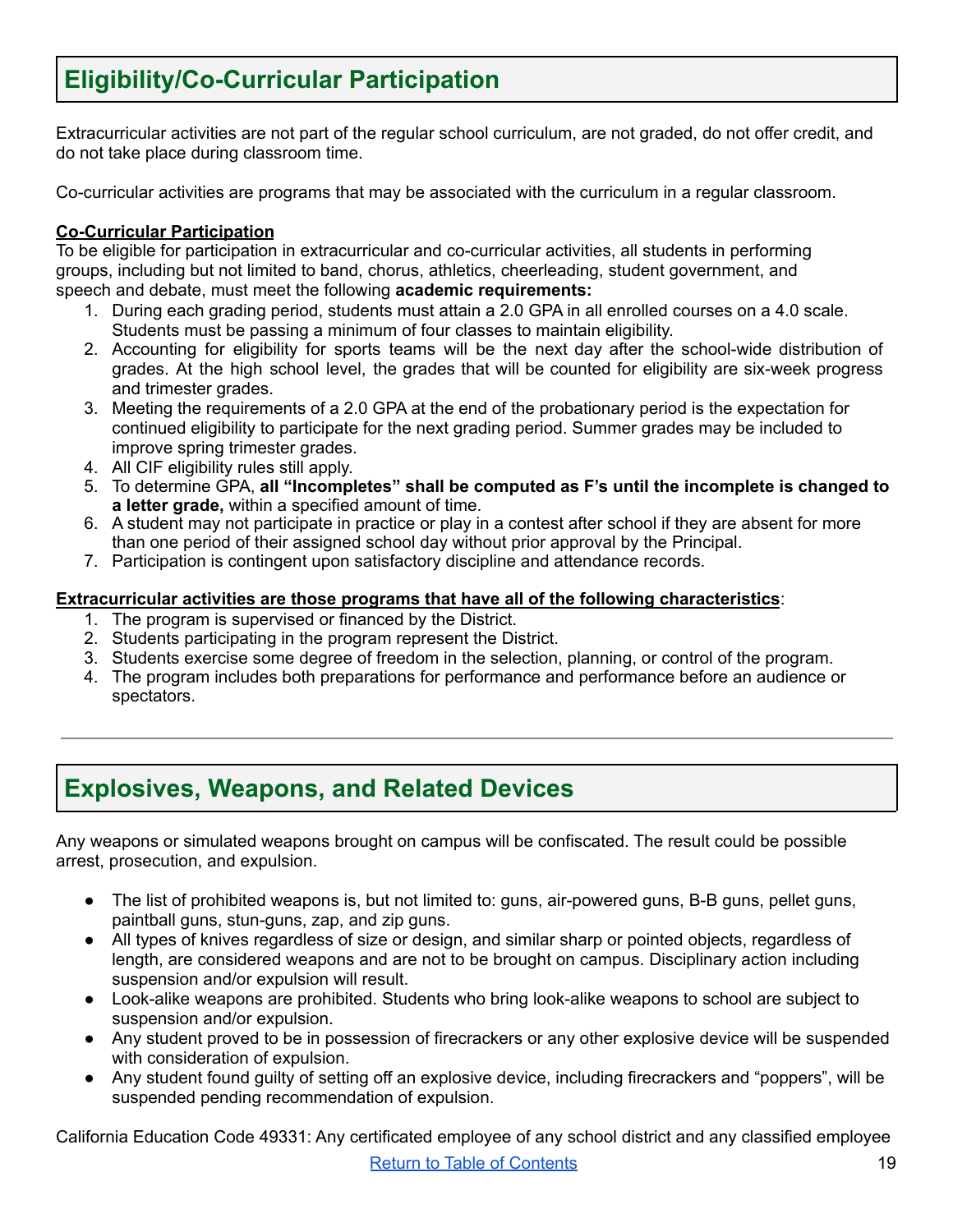## Eligibility/Co-Curricular Participation

Extracurricular activities are not part of the regular school curriculum, are not graded, do not offer credit, and do not take place during classroom time.

Co-curricular activities are programs that may be associated with the curriculum in a regular classroom.

**Co-Curricular Participation**

To be eligible for participation in extracurricular and co-curricular activities, all students in performing groups, including but not limited to band, chorus, athletics, cheerleading, student government, and speech and debate, must meet the following **academic requirements:**

1. During each grading period, students must attain a 2.0 GPA in all enrolled courses on a 4.0 scale. Students must be passing a minimum of four classes to maintain eligibility.
2. Accounting for eligibility for sports teams will be the next day after the school-wide distribution of grades. At the high school level, the grades that will be counted for eligibility are six-week progress and trimester grades.
3. Meeting the requirements of a 2.0 GPA at the end of the probationary period is the expectation for continued eligibility to participate for the next grading period. Summer grades may be included to improve spring trimester grades.
4. All CIF eligibility rules still apply.
5. To determine GPA, **all "Incompletes" shall be computed as F's until the incomplete is changed to a letter grade,** within a specified amount of time.
6. A student may not participate in practice or play in a contest after school if they are absent for more than one period of their assigned school day without prior approval by the Principal.
7. Participation is contingent upon satisfactory discipline and attendance records.

**Extracurricular activities are those programs that have all of the following characteristics**:

1. The program is supervised or financed by the District.
2. Students participating in the program represent the District.
3. Students exercise some degree of freedom in the selection, planning, or control of the program.
4. The program includes both preparations for performance and performance before an audience or spectators.

---

## Explosives, Weapons, and Related Devices

Any weapons or simulated weapons brought on campus will be confiscated. The result could be possible arrest, prosecution, and expulsion.

- The list of prohibited weapons is, but not limited to: guns, air-powered guns, B-B guns, pellet guns, paintball guns, stun-guns, zap, and zip guns.
- All types of knives regardless of size or design, and similar sharp or pointed objects, regardless of length, are considered weapons and are not to be brought on campus. Disciplinary action including suspension and/or expulsion will result.
- Look-alike weapons are prohibited. Students who bring look-alike weapons to school are subject to suspension and/or expulsion.
- Any student proved to be in possession of firecrackers or any other explosive device will be suspended with consideration of expulsion.
- Any student found guilty of setting off an explosive device, including firecrackers and "poppers", will be suspended pending recommendation of expulsion.

California Education Code 49331: Any certificated employee of any school district and any classified employee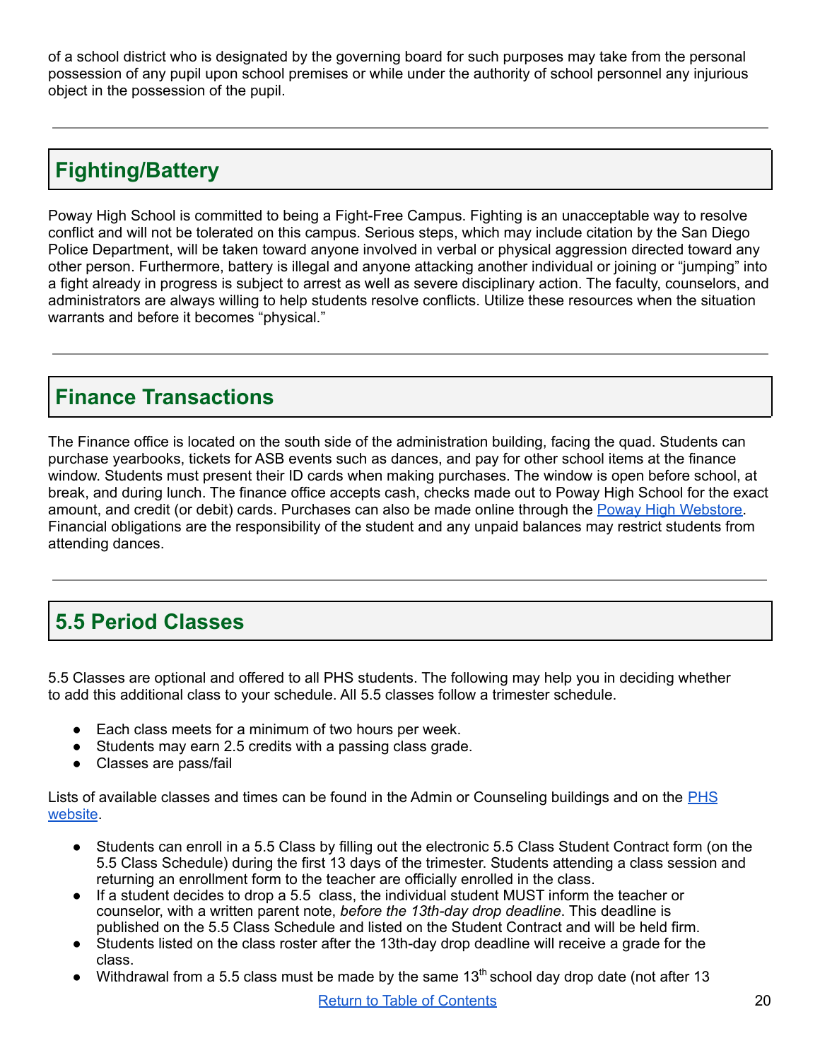of a school district who is designated by the governing board for such purposes may take from the personal possession of any pupil upon school premises or while under the authority of school personnel any injurious object in the possession of the pupil.

---

## Fighting/Battery

Poway High School is committed to being a Fight-Free Campus. Fighting is an unacceptable way to resolve conflict and will not be tolerated on this campus. Serious steps, which may include citation by the San Diego Police Department, will be taken toward anyone involved in verbal or physical aggression directed toward any other person. Furthermore, battery is illegal and anyone attacking another individual or joining or "jumping" into a fight already in progress is subject to arrest as well as severe disciplinary action. The faculty, counselors, and administrators are always willing to help students resolve conflicts. Utilize these resources when the situation warrants and before it becomes "physical."

---

## Finance Transactions

The Finance office is located on the south side of the administration building, facing the quad. Students can purchase yearbooks, tickets for ASB events such as dances, and pay for other school items at the finance window. Students must present their ID cards when making purchases. The window is open before school, at break, and during lunch. The finance office accepts cash, checks made out to Poway High School for the exact amount, and credit (or debit) cards. Purchases can also be made online through the Poway High Webstore. Financial obligations are the responsibility of the student and any unpaid balances may restrict students from attending dances.

---

## 5.5 Period Classes

5.5 Classes are optional and offered to all PHS students. The following may help you in deciding whether to add this additional class to your schedule. All 5.5 classes follow a trimester schedule.

- Each class meets for a minimum of two hours per week.
- Students may earn 2.5 credits with a passing class grade.
- Classes are pass/fail

Lists of available classes and times can be found in the Admin or Counseling buildings and on the PHS website.

- Students can enroll in a 5.5 Class by filling out the electronic 5.5 Class Student Contract form (on the 5.5 Class Schedule) during the first 13 days of the trimester. Students attending a class session and returning an enrollment form to the teacher are officially enrolled in the class.
- If a student decides to drop a 5.5 class, the individual student MUST inform the teacher or counselor, with a written parent note, *before the 13th-day drop deadline*. This deadline is published on the 5.5 Class Schedule and listed on the Student Contract and will be held firm.
- Students listed on the class roster after the 13th-day drop deadline will receive a grade for the class.
- Withdrawal from a 5.5 class must be made by the same 13th school day drop date (not after 13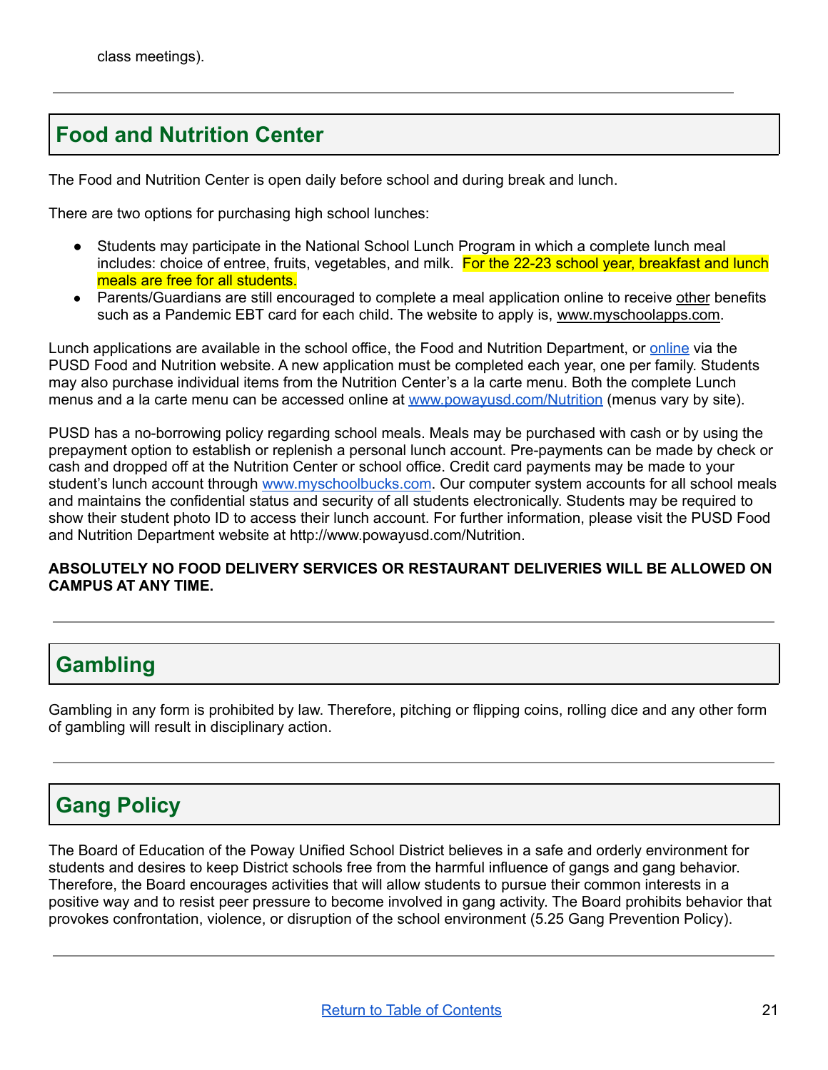class meetings).

---

## Food and Nutrition Center

The Food and Nutrition Center is open daily before school and during break and lunch.

There are two options for purchasing high school lunches:

- Students may participate in the National School Lunch Program in which a complete lunch meal includes: choice of entree, fruits, vegetables, and milk. For the 22-23 school year, breakfast and lunch meals are free for all students.
- Parents/Guardians are still encouraged to complete a meal application online to receive other benefits such as a Pandemic EBT card for each child. The website to apply is, www.myschoolapps.com.

Lunch applications are available in the school office, the Food and Nutrition Department, or online via the PUSD Food and Nutrition website. A new application must be completed each year, one per family. Students may also purchase individual items from the Nutrition Center's a la carte menu. Both the complete Lunch menus and a la carte menu can be accessed online at www.powayusd.com/Nutrition (menus vary by site).

PUSD has a no-borrowing policy regarding school meals. Meals may be purchased with cash or by using the prepayment option to establish or replenish a personal lunch account. Pre-payments can be made by check or cash and dropped off at the Nutrition Center or school office. Credit card payments may be made to your student's lunch account through www.myschoolbucks.com. Our computer system accounts for all school meals and maintains the confidential status and security of all students electronically. Students may be required to show their student photo ID to access their lunch account. For further information, please visit the PUSD Food and Nutrition Department website at http://www.powayusd.com/Nutrition.

**ABSOLUTELY NO FOOD DELIVERY SERVICES OR RESTAURANT DELIVERIES WILL BE ALLOWED ON CAMPUS AT ANY TIME.**

---

## Gambling

Gambling in any form is prohibited by law. Therefore, pitching or flipping coins, rolling dice and any other form of gambling will result in disciplinary action.

---

## Gang Policy

The Board of Education of the Poway Unified School District believes in a safe and orderly environment for students and desires to keep District schools free from the harmful influence of gangs and gang behavior. Therefore, the Board encourages activities that will allow students to pursue their common interests in a positive way and to resist peer pressure to become involved in gang activity. The Board prohibits behavior that provokes confrontation, violence, or disruption of the school environment (5.25 Gang Prevention Policy).

---

Return to Table of Contents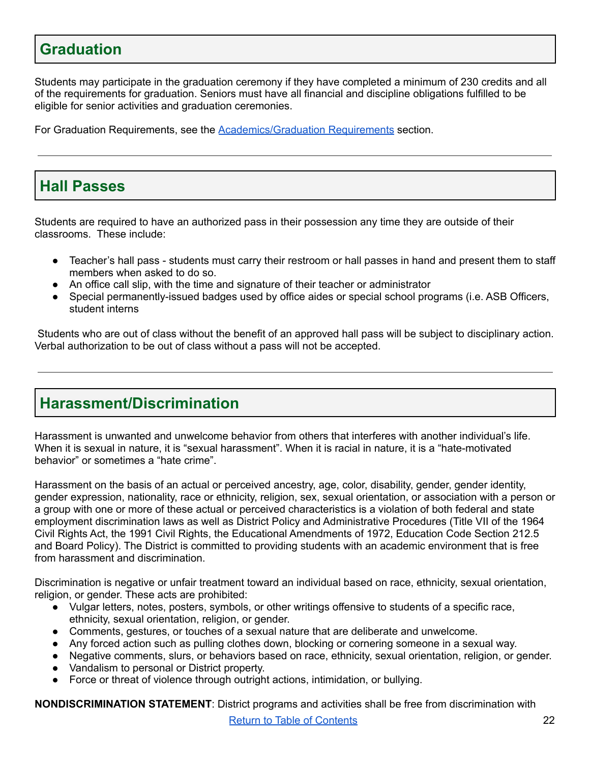## Graduation

Students may participate in the graduation ceremony if they have completed a minimum of 230 credits and all of the requirements for graduation. Seniors must have all financial and discipline obligations fulfilled to be eligible for senior activities and graduation ceremonies.

For Graduation Requirements, see the Academics/Graduation Requirements section.

---

## Hall Passes

Students are required to have an authorized pass in their possession any time they are outside of their classrooms. These include:

- Teacher's hall pass - students must carry their restroom or hall passes in hand and present them to staff members when asked to do so.
- An office call slip, with the time and signature of their teacher or administrator
- Special permanently-issued badges used by office aides or special school programs (i.e. ASB Officers, student interns

Students who are out of class without the benefit of an approved hall pass will be subject to disciplinary action. Verbal authorization to be out of class without a pass will not be accepted.

---

## Harassment/Discrimination

Harassment is unwanted and unwelcome behavior from others that interferes with another individual's life. When it is sexual in nature, it is "sexual harassment". When it is racial in nature, it is a "hate-motivated behavior" or sometimes a "hate crime".

Harassment on the basis of an actual or perceived ancestry, age, color, disability, gender, gender identity, gender expression, nationality, race or ethnicity, religion, sex, sexual orientation, or association with a person or a group with one or more of these actual or perceived characteristics is a violation of both federal and state employment discrimination laws as well as District Policy and Administrative Procedures (Title VII of the 1964 Civil Rights Act, the 1991 Civil Rights, the Educational Amendments of 1972, Education Code Section 212.5 and Board Policy). The District is committed to providing students with an academic environment that is free from harassment and discrimination.

Discrimination is negative or unfair treatment toward an individual based on race, ethnicity, sexual orientation, religion, or gender. These acts are prohibited:

- Vulgar letters, notes, posters, symbols, or other writings offensive to students of a specific race, ethnicity, sexual orientation, religion, or gender.
- Comments, gestures, or touches of a sexual nature that are deliberate and unwelcome.
- Any forced action such as pulling clothes down, blocking or cornering someone in a sexual way.
- Negative comments, slurs, or behaviors based on race, ethnicity, sexual orientation, religion, or gender.
- Vandalism to personal or District property.
- Force or threat of violence through outright actions, intimidation, or bullying.

**NONDISCRIMINATION STATEMENT**: District programs and activities shall be free from discrimination with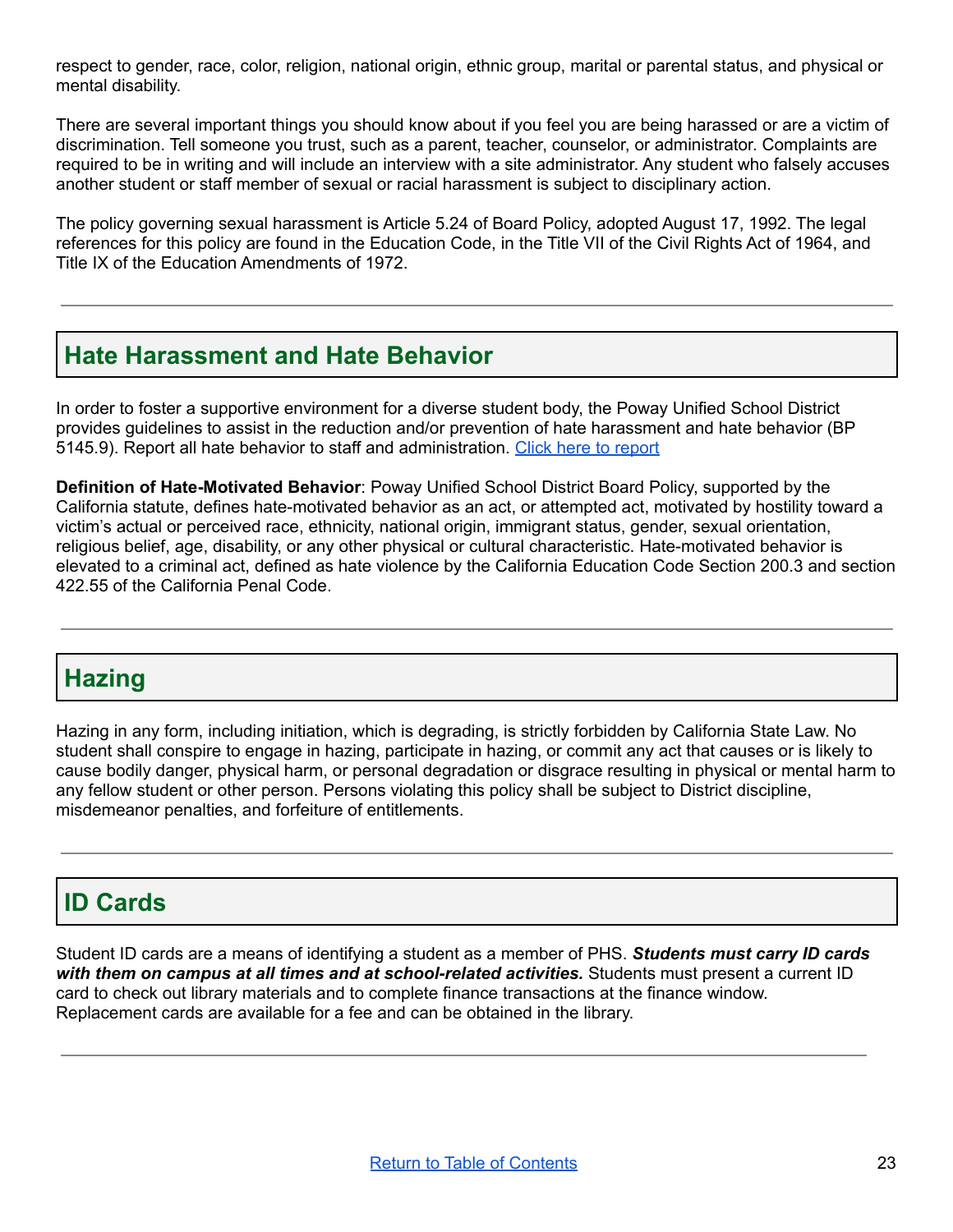respect to gender, race, color, religion, national origin, ethnic group, marital or parental status, and physical or mental disability.

There are several important things you should know about if you feel you are being harassed or are a victim of discrimination. Tell someone you trust, such as a parent, teacher, counselor, or administrator. Complaints are required to be in writing and will include an interview with a site administrator. Any student who falsely accuses another student or staff member of sexual or racial harassment is subject to disciplinary action.

The policy governing sexual harassment is Article 5.24 of Board Policy, adopted August 17, 1992. The legal references for this policy are found in the Education Code, in the Title VII of the Civil Rights Act of 1964, and Title IX of the Education Amendments of 1972.

---

## Hate Harassment and Hate Behavior

In order to foster a supportive environment for a diverse student body, the Poway Unified School District provides guidelines to assist in the reduction and/or prevention of hate harassment and hate behavior (BP 5145.9). Report all hate behavior to staff and administration. Click here to report

**Definition of Hate-Motivated Behavior**: Poway Unified School District Board Policy, supported by the California statute, defines hate-motivated behavior as an act, or attempted act, motivated by hostility toward a victim's actual or perceived race, ethnicity, national origin, immigrant status, gender, sexual orientation, religious belief, age, disability, or any other physical or cultural characteristic. Hate-motivated behavior is elevated to a criminal act, defined as hate violence by the California Education Code Section 200.3 and section 422.55 of the California Penal Code.

---

## Hazing

Hazing in any form, including initiation, which is degrading, is strictly forbidden by California State Law. No student shall conspire to engage in hazing, participate in hazing, or commit any act that causes or is likely to cause bodily danger, physical harm, or personal degradation or disgrace resulting in physical or mental harm to any fellow student or other person. Persons violating this policy shall be subject to District discipline, misdemeanor penalties, and forfeiture of entitlements.

---

## ID Cards

Student ID cards are a means of identifying a student as a member of PHS. ***Students must carry ID cards with them on campus at all times and at school-related activities.*** Students must present a current ID card to check out library materials and to complete finance transactions at the finance window. Replacement cards are available for a fee and can be obtained in the library.

---

Return to Table of Contents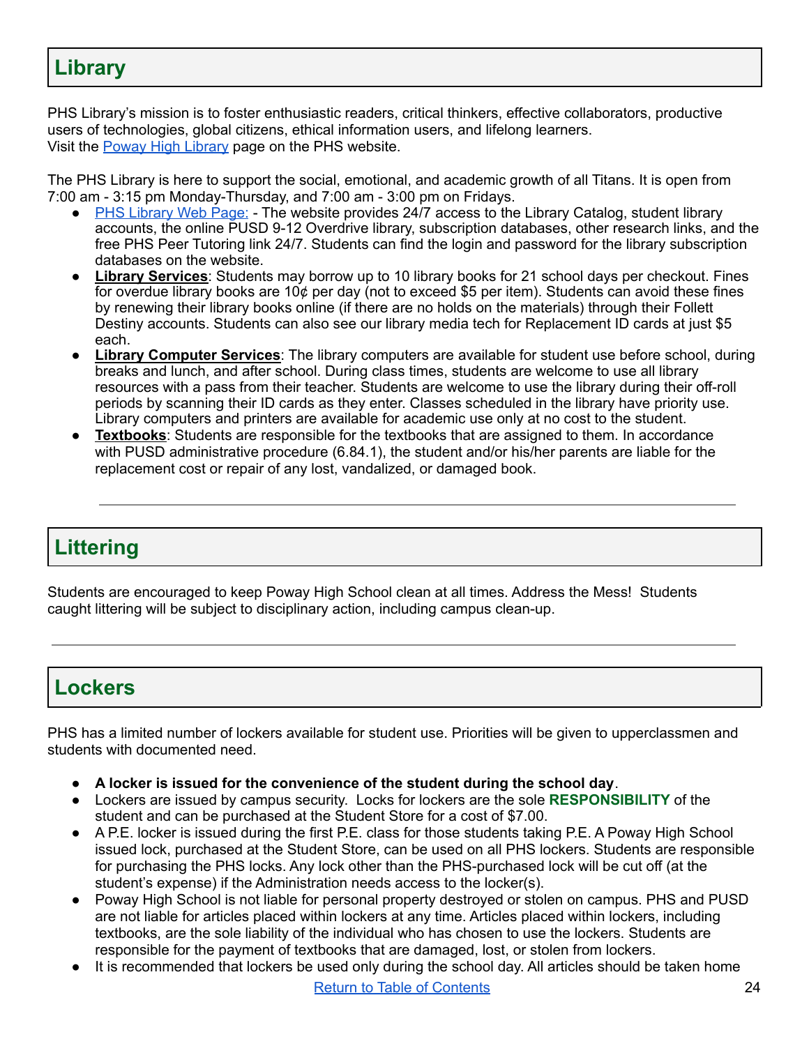## Library

PHS Library's mission is to foster enthusiastic readers, critical thinkers, effective collaborators, productive users of technologies, global citizens, ethical information users, and lifelong learners.
Visit the Poway High Library page on the PHS website.

The PHS Library is here to support the social, emotional, and academic growth of all Titans. It is open from 7:00 am - 3:15 pm Monday-Thursday, and 7:00 am - 3:00 pm on Fridays.

- PHS Library Web Page: - The website provides 24/7 access to the Library Catalog, student library accounts, the online PUSD 9-12 Overdrive library, subscription databases, other research links, and the free PHS Peer Tutoring link 24/7. Students can find the login and password for the library subscription databases on the website.
- **Library Services**: Students may borrow up to 10 library books for 21 school days per checkout. Fines for overdue library books are 10¢ per day (not to exceed $5 per item). Students can avoid these fines by renewing their library books online (if there are no holds on the materials) through their Follett Destiny accounts. Students can also see our library media tech for Replacement ID cards at just $5 each.
- **Library Computer Services**: The library computers are available for student use before school, during breaks and lunch, and after school. During class times, students are welcome to use all library resources with a pass from their teacher. Students are welcome to use the library during their off-roll periods by scanning their ID cards as they enter. Classes scheduled in the library have priority use. Library computers and printers are available for academic use only at no cost to the student.
- **Textbooks**: Students are responsible for the textbooks that are assigned to them. In accordance with PUSD administrative procedure (6.84.1), the student and/or his/her parents are liable for the replacement cost or repair of any lost, vandalized, or damaged book.

---

## Littering

Students are encouraged to keep Poway High School clean at all times. Address the Mess! Students caught littering will be subject to disciplinary action, including campus clean-up.

---

## Lockers

PHS has a limited number of lockers available for student use. Priorities will be given to upperclassmen and students with documented need.

- **A locker is issued for the convenience of the student during the school day**.
- Lockers are issued by campus security. Locks for lockers are the sole **RESPONSIBILITY** of the student and can be purchased at the Student Store for a cost of $7.00.
- A P.E. locker is issued during the first P.E. class for those students taking P.E. A Poway High School issued lock, purchased at the Student Store, can be used on all PHS lockers. Students are responsible for purchasing the PHS locks. Any lock other than the PHS-purchased lock will be cut off (at the student's expense) if the Administration needs access to the locker(s).
- Poway High School is not liable for personal property destroyed or stolen on campus. PHS and PUSD are not liable for articles placed within lockers at any time. Articles placed within lockers, including textbooks, are the sole liability of the individual who has chosen to use the lockers. Students are responsible for the payment of textbooks that are damaged, lost, or stolen from lockers.
- It is recommended that lockers be used only during the school day. All articles should be taken home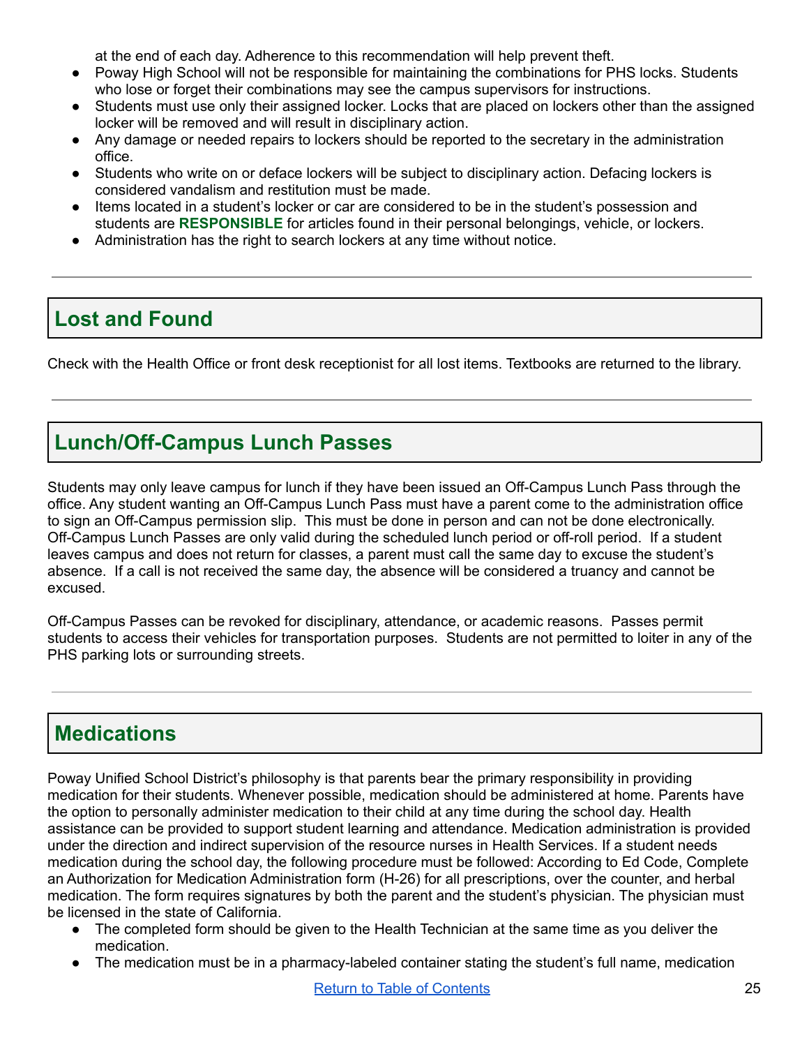at the end of each day. Adherence to this recommendation will help prevent theft.

- Poway High School will not be responsible for maintaining the combinations for PHS locks. Students who lose or forget their combinations may see the campus supervisors for instructions.
- Students must use only their assigned locker. Locks that are placed on lockers other than the assigned locker will be removed and will result in disciplinary action.
- Any damage or needed repairs to lockers should be reported to the secretary in the administration office.
- Students who write on or deface lockers will be subject to disciplinary action. Defacing lockers is considered vandalism and restitution must be made.
- Items located in a student's locker or car are considered to be in the student's possession and students are **RESPONSIBLE** for articles found in their personal belongings, vehicle, or lockers.
- Administration has the right to search lockers at any time without notice.

---

## Lost and Found

Check with the Health Office or front desk receptionist for all lost items. Textbooks are returned to the library.

---

## Lunch/Off-Campus Lunch Passes

Students may only leave campus for lunch if they have been issued an Off-Campus Lunch Pass through the office. Any student wanting an Off-Campus Lunch Pass must have a parent come to the administration office to sign an Off-Campus permission slip. This must be done in person and can not be done electronically. Off-Campus Lunch Passes are only valid during the scheduled lunch period or off-roll period. If a student leaves campus and does not return for classes, a parent must call the same day to excuse the student's absence. If a call is not received the same day, the absence will be considered a truancy and cannot be excused.

Off-Campus Passes can be revoked for disciplinary, attendance, or academic reasons. Passes permit students to access their vehicles for transportation purposes. Students are not permitted to loiter in any of the PHS parking lots or surrounding streets.

---

## Medications

Poway Unified School District's philosophy is that parents bear the primary responsibility in providing medication for their students. Whenever possible, medication should be administered at home. Parents have the option to personally administer medication to their child at any time during the school day. Health assistance can be provided to support student learning and attendance. Medication administration is provided under the direction and indirect supervision of the resource nurses in Health Services. If a student needs medication during the school day, the following procedure must be followed: According to Ed Code, Complete an Authorization for Medication Administration form (H-26) for all prescriptions, over the counter, and herbal medication. The form requires signatures by both the parent and the student's physician. The physician must be licensed in the state of California.

- The completed form should be given to the Health Technician at the same time as you deliver the medication.
- The medication must be in a pharmacy-labeled container stating the student's full name, medication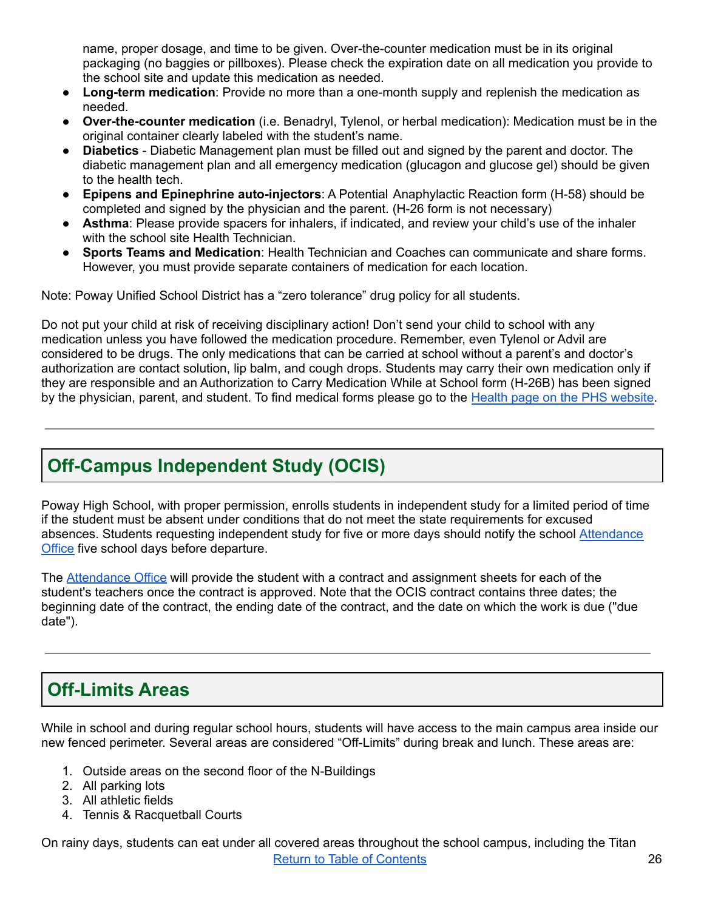name, proper dosage, and time to be given. Over-the-counter medication must be in its original packaging (no baggies or pillboxes). Please check the expiration date on all medication you provide to the school site and update this medication as needed.

- **Long-term medication**: Provide no more than a one-month supply and replenish the medication as needed.
- **Over-the-counter medication** (i.e. Benadryl, Tylenol, or herbal medication): Medication must be in the original container clearly labeled with the student's name.
- **Diabetics** - Diabetic Management plan must be filled out and signed by the parent and doctor. The diabetic management plan and all emergency medication (glucagon and glucose gel) should be given to the health tech.
- **Epipens and Epinephrine auto-injectors**: A Potential Anaphylactic Reaction form (H-58) should be completed and signed by the physician and the parent. (H-26 form is not necessary)
- **Asthma**: Please provide spacers for inhalers, if indicated, and review your child's use of the inhaler with the school site Health Technician.
- **Sports Teams and Medication**: Health Technician and Coaches can communicate and share forms. However, you must provide separate containers of medication for each location.

Note: Poway Unified School District has a "zero tolerance" drug policy for all students.

Do not put your child at risk of receiving disciplinary action! Don't send your child to school with any medication unless you have followed the medication procedure. Remember, even Tylenol or Advil are considered to be drugs. The only medications that can be carried at school without a parent's and doctor's authorization are contact solution, lip balm, and cough drops. Students may carry their own medication only if they are responsible and an Authorization to Carry Medication While at School form (H-26B) has been signed by the physician, parent, and student. To find medical forms please go to the Health page on the PHS website.

---

## Off-Campus Independent Study (OCIS)

Poway High School, with proper permission, enrolls students in independent study for a limited period of time if the student must be absent under conditions that do not meet the state requirements for excused absences. Students requesting independent study for five or more days should notify the school Attendance Office five school days before departure.

The Attendance Office will provide the student with a contract and assignment sheets for each of the student's teachers once the contract is approved. Note that the OCIS contract contains three dates; the beginning date of the contract, the ending date of the contract, and the date on which the work is due ("due date").

---

## Off-Limits Areas

While in school and during regular school hours, students will have access to the main campus area inside our new fenced perimeter. Several areas are considered "Off-Limits" during break and lunch. These areas are:

1. Outside areas on the second floor of the N-Buildings
2. All parking lots
3. All athletic fields
4. Tennis & Racquetball Courts

On rainy days, students can eat under all covered areas throughout the school campus, including the Titan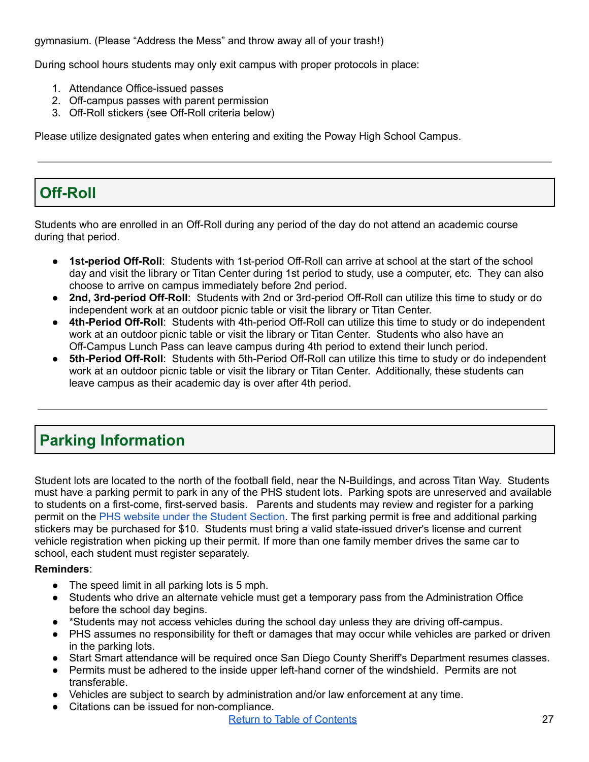gymnasium. (Please "Address the Mess" and throw away all of your trash!)

During school hours students may only exit campus with proper protocols in place:

1. Attendance Office-issued passes
2. Off-campus passes with parent permission
3. Off-Roll stickers (see Off-Roll criteria below)

Please utilize designated gates when entering and exiting the Poway High School Campus.

---

## Off-Roll

Students who are enrolled in an Off-Roll during any period of the day do not attend an academic course during that period.

- **1st-period Off-Roll**: Students with 1st-period Off-Roll can arrive at school at the start of the school day and visit the library or Titan Center during 1st period to study, use a computer, etc. They can also choose to arrive on campus immediately before 2nd period.
- **2nd, 3rd-period Off-Roll**: Students with 2nd or 3rd-period Off-Roll can utilize this time to study or do independent work at an outdoor picnic table or visit the library or Titan Center.
- **4th-Period Off-Roll**: Students with 4th-period Off-Roll can utilize this time to study or do independent work at an outdoor picnic table or visit the library or Titan Center. Students who also have an Off-Campus Lunch Pass can leave campus during 4th period to extend their lunch period.
- **5th-Period Off-Roll**: Students with 5th-Period Off-Roll can utilize this time to study or do independent work at an outdoor picnic table or visit the library or Titan Center. Additionally, these students can leave campus as their academic day is over after 4th period.

---

## Parking Information

Student lots are located to the north of the football field, near the N-Buildings, and across Titan Way. Students must have a parking permit to park in any of the PHS student lots. Parking spots are unreserved and available to students on a first-come, first-served basis. Parents and students may review and register for a parking permit on the [PHS website under the Student Section](). The first parking permit is free and additional parking stickers may be purchased for $10. Students must bring a valid state-issued driver's license and current vehicle registration when picking up their permit. If more than one family member drives the same car to school, each student must register separately.

**Reminders**:

- The speed limit in all parking lots is 5 mph.
- Students who drive an alternate vehicle must get a temporary pass from the Administration Office before the school day begins.
- *Students may not access vehicles during the school day unless they are driving off-campus.
- PHS assumes no responsibility for theft or damages that may occur while vehicles are parked or driven in the parking lots.
- Start Smart attendance will be required once San Diego County Sheriff's Department resumes classes.
- Permits must be adhered to the inside upper left-hand corner of the windshield. Permits are not transferable.
- Vehicles are subject to search by administration and/or law enforcement at any time.
- Citations can be issued for non-compliance.

[Return to Table of Contents]()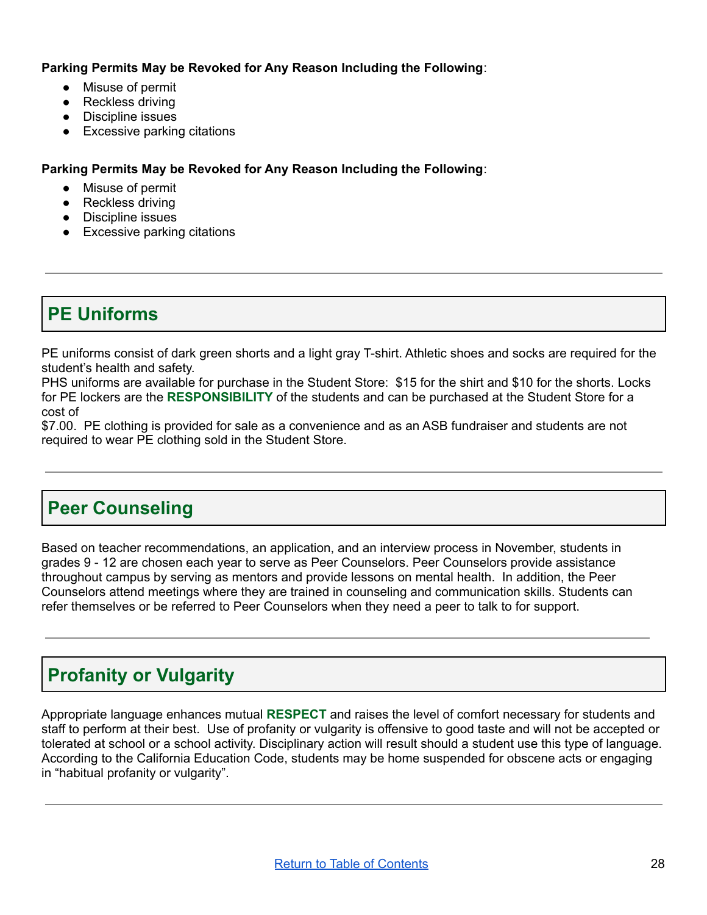**Parking Permits May be Revoked for Any Reason Including the Following**:

- Misuse of permit
- Reckless driving
- Discipline issues
- Excessive parking citations

**Parking Permits May be Revoked for Any Reason Including the Following**:

- Misuse of permit
- Reckless driving
- Discipline issues
- Excessive parking citations

---

## PE Uniforms

PE uniforms consist of dark green shorts and a light gray T-shirt. Athletic shoes and socks are required for the student's health and safety.
PHS uniforms are available for purchase in the Student Store: $15 for the shirt and $10 for the shorts. Locks for PE lockers are the **RESPONSIBILITY** of the students and can be purchased at the Student Store for a cost of
$7.00. PE clothing is provided for sale as a convenience and as an ASB fundraiser and students are not required to wear PE clothing sold in the Student Store.

---

## Peer Counseling

Based on teacher recommendations, an application, and an interview process in November, students in grades 9 - 12 are chosen each year to serve as Peer Counselors. Peer Counselors provide assistance throughout campus by serving as mentors and provide lessons on mental health. In addition, the Peer Counselors attend meetings where they are trained in counseling and communication skills. Students can refer themselves or be referred to Peer Counselors when they need a peer to talk to for support.

---

## Profanity or Vulgarity

Appropriate language enhances mutual **RESPECT** and raises the level of comfort necessary for students and staff to perform at their best. Use of profanity or vulgarity is offensive to good taste and will not be accepted or tolerated at school or a school activity. Disciplinary action will result should a student use this type of language. According to the California Education Code, students may be home suspended for obscene acts or engaging in "habitual profanity or vulgarity".

---

[Return to Table of Contents]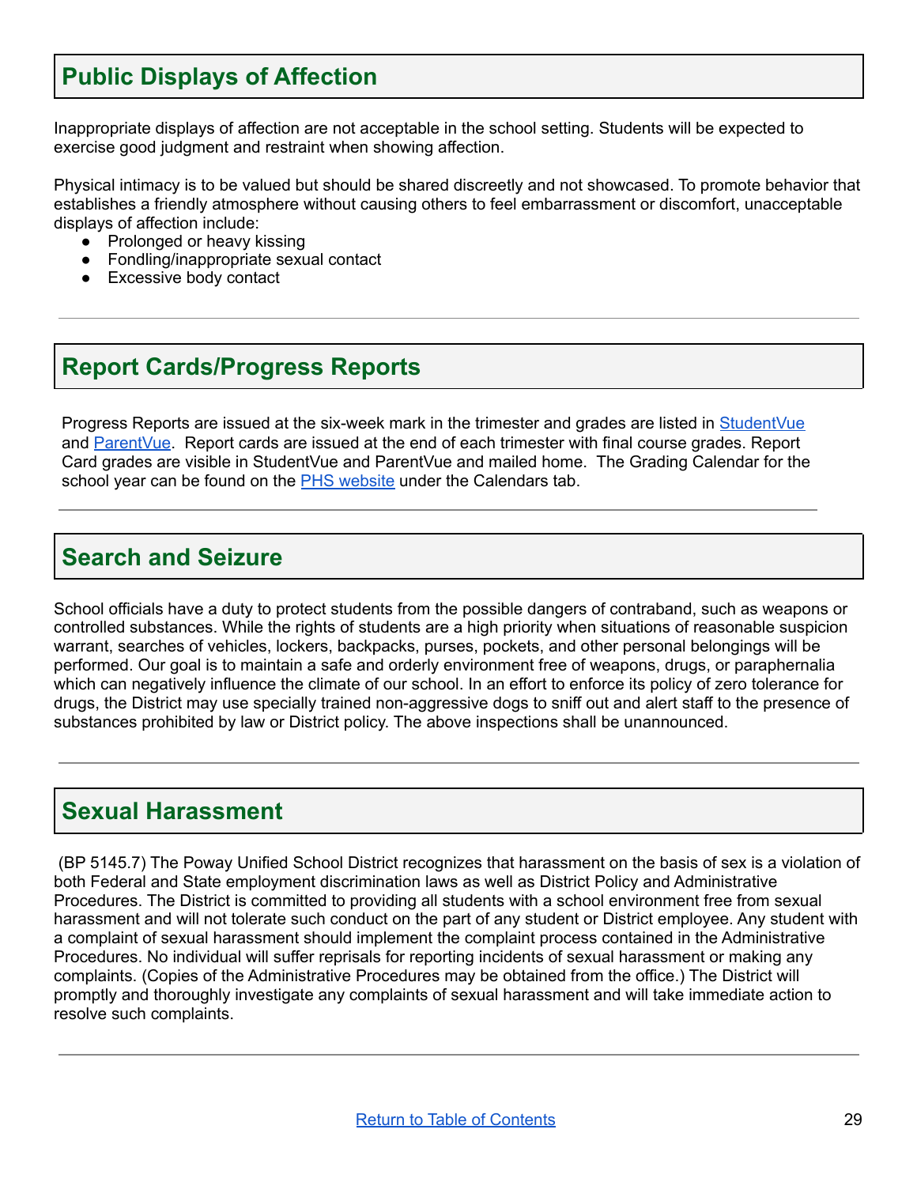## Public Displays of Affection

Inappropriate displays of affection are not acceptable in the school setting. Students will be expected to exercise good judgment and restraint when showing affection.

Physical intimacy is to be valued but should be shared discreetly and not showcased. To promote behavior that establishes a friendly atmosphere without causing others to feel embarrassment or discomfort, unacceptable displays of affection include:

- Prolonged or heavy kissing
- Fondling/inappropriate sexual contact
- Excessive body contact

---

## Report Cards/Progress Reports

Progress Reports are issued at the six-week mark in the trimester and grades are listed in StudentVue and ParentVue. Report cards are issued at the end of each trimester with final course grades. Report Card grades are visible in StudentVue and ParentVue and mailed home. The Grading Calendar for the school year can be found on the PHS website under the Calendars tab.

---

## Search and Seizure

School officials have a duty to protect students from the possible dangers of contraband, such as weapons or controlled substances. While the rights of students are a high priority when situations of reasonable suspicion warrant, searches of vehicles, lockers, backpacks, purses, pockets, and other personal belongings will be performed. Our goal is to maintain a safe and orderly environment free of weapons, drugs, or paraphernalia which can negatively influence the climate of our school. In an effort to enforce its policy of zero tolerance for drugs, the District may use specially trained non-aggressive dogs to sniff out and alert staff to the presence of substances prohibited by law or District policy. The above inspections shall be unannounced.

---

## Sexual Harassment

(BP 5145.7) The Poway Unified School District recognizes that harassment on the basis of sex is a violation of both Federal and State employment discrimination laws as well as District Policy and Administrative Procedures. The District is committed to providing all students with a school environment free from sexual harassment and will not tolerate such conduct on the part of any student or District employee. Any student with a complaint of sexual harassment should implement the complaint process contained in the Administrative Procedures. No individual will suffer reprisals for reporting incidents of sexual harassment or making any complaints. (Copies of the Administrative Procedures may be obtained from the office.) The District will promptly and thoroughly investigate any complaints of sexual harassment and will take immediate action to resolve such complaints.

---

Return to Table of Contents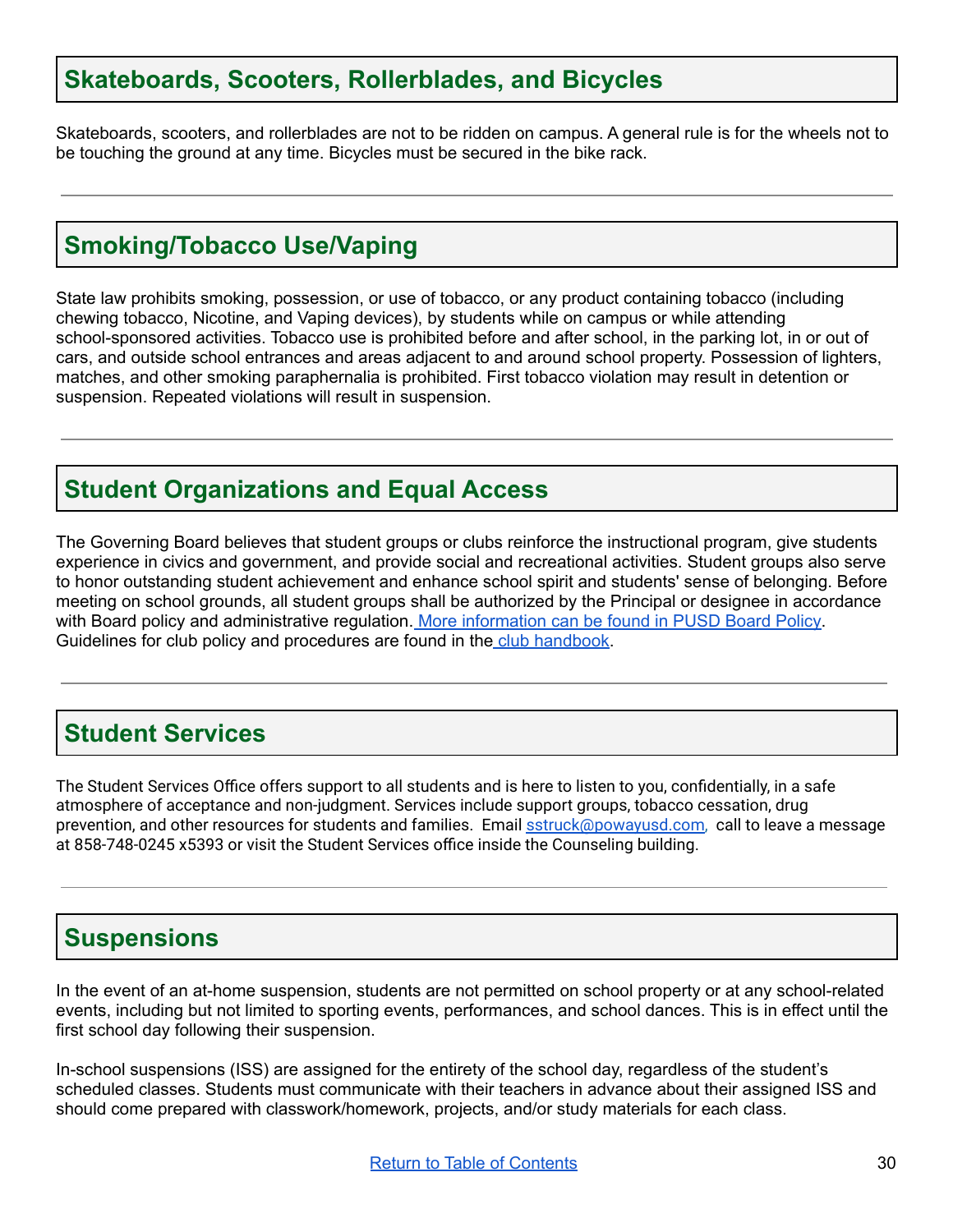## Skateboards, Scooters, Rollerblades, and Bicycles

Skateboards, scooters, and rollerblades are not to be ridden on campus. A general rule is for the wheels not to be touching the ground at any time. Bicycles must be secured in the bike rack.

---

## Smoking/Tobacco Use/Vaping

State law prohibits smoking, possession, or use of tobacco, or any product containing tobacco (including chewing tobacco, Nicotine, and Vaping devices), by students while on campus or while attending school-sponsored activities. Tobacco use is prohibited before and after school, in the parking lot, in or out of cars, and outside school entrances and areas adjacent to and around school property. Possession of lighters, matches, and other smoking paraphernalia is prohibited. First tobacco violation may result in detention or suspension. Repeated violations will result in suspension.

---

## Student Organizations and Equal Access

The Governing Board believes that student groups or clubs reinforce the instructional program, give students experience in civics and government, and provide social and recreational activities. Student groups also serve to honor outstanding student achievement and enhance school spirit and students' sense of belonging. Before meeting on school grounds, all student groups shall be authorized by the Principal or designee in accordance with Board policy and administrative regulation. More information can be found in PUSD Board Policy. Guidelines for club policy and procedures are found in the club handbook.

---

## Student Services

The Student Services Office offers support to all students and is here to listen to you, confidentially, in a safe atmosphere of acceptance and non-judgment. Services include support groups, tobacco cessation, drug prevention, and other resources for students and families. Email sstruck@powayusd.com, call to leave a message at 858-748-0245 x5393 or visit the Student Services office inside the Counseling building.

---

## Suspensions

In the event of an at-home suspension, students are not permitted on school property or at any school-related events, including but not limited to sporting events, performances, and school dances. This is in effect until the first school day following their suspension.

In-school suspensions (ISS) are assigned for the entirety of the school day, regardless of the student's scheduled classes. Students must communicate with their teachers in advance about their assigned ISS and should come prepared with classwork/homework, projects, and/or study materials for each class.

Return to Table of Contents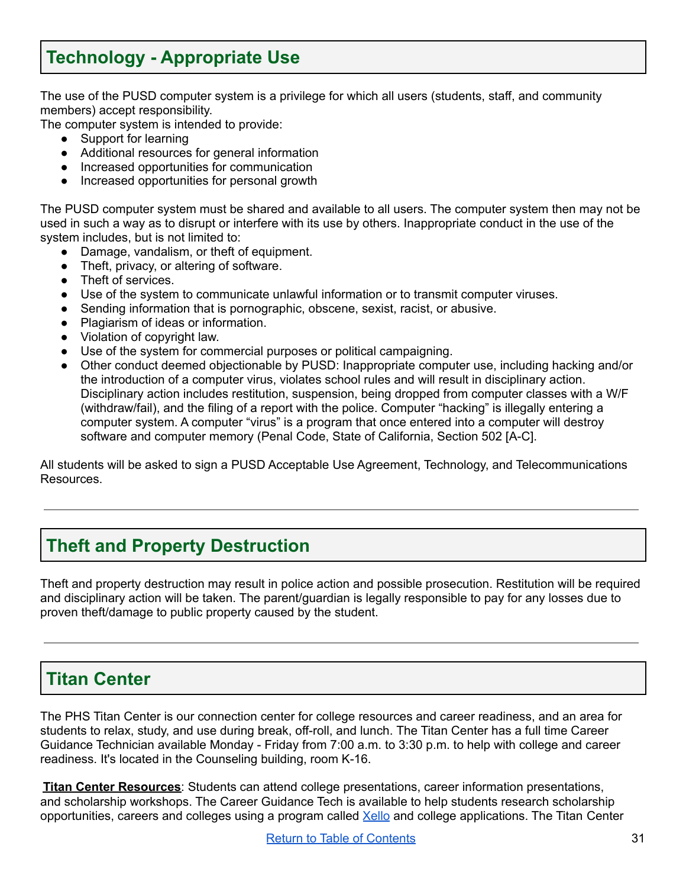## Technology - Appropriate Use

The use of the PUSD computer system is a privilege for which all users (students, staff, and community members) accept responsibility.
The computer system is intended to provide:

- Support for learning
- Additional resources for general information
- Increased opportunities for communication
- Increased opportunities for personal growth

The PUSD computer system must be shared and available to all users. The computer system then may not be used in such a way as to disrupt or interfere with its use by others. Inappropriate conduct in the use of the system includes, but is not limited to:

- Damage, vandalism, or theft of equipment.
- Theft, privacy, or altering of software.
- Theft of services.
- Use of the system to communicate unlawful information or to transmit computer viruses.
- Sending information that is pornographic, obscene, sexist, racist, or abusive.
- Plagiarism of ideas or information.
- Violation of copyright law.
- Use of the system for commercial purposes or political campaigning.
- Other conduct deemed objectionable by PUSD: Inappropriate computer use, including hacking and/or the introduction of a computer virus, violates school rules and will result in disciplinary action. Disciplinary action includes restitution, suspension, being dropped from computer classes with a W/F (withdraw/fail), and the filing of a report with the police. Computer "hacking" is illegally entering a computer system. A computer "virus" is a program that once entered into a computer will destroy software and computer memory (Penal Code, State of California, Section 502 [A-C].

All students will be asked to sign a PUSD Acceptable Use Agreement, Technology, and Telecommunications Resources.

---

## Theft and Property Destruction

Theft and property destruction may result in police action and possible prosecution. Restitution will be required and disciplinary action will be taken. The parent/guardian is legally responsible to pay for any losses due to proven theft/damage to public property caused by the student.

---

## Titan Center

The PHS Titan Center is our connection center for college resources and career readiness, and an area for students to relax, study, and use during break, off-roll, and lunch. The Titan Center has a full time Career Guidance Technician available Monday - Friday from 7:00 a.m. to 3:30 p.m. to help with college and career readiness. It's located in the Counseling building, room K-16.

**Titan Center Resources**: Students can attend college presentations, career information presentations, and scholarship workshops. The Career Guidance Tech is available to help students research scholarship opportunities, careers and colleges using a program called Xello and college applications. The Titan Center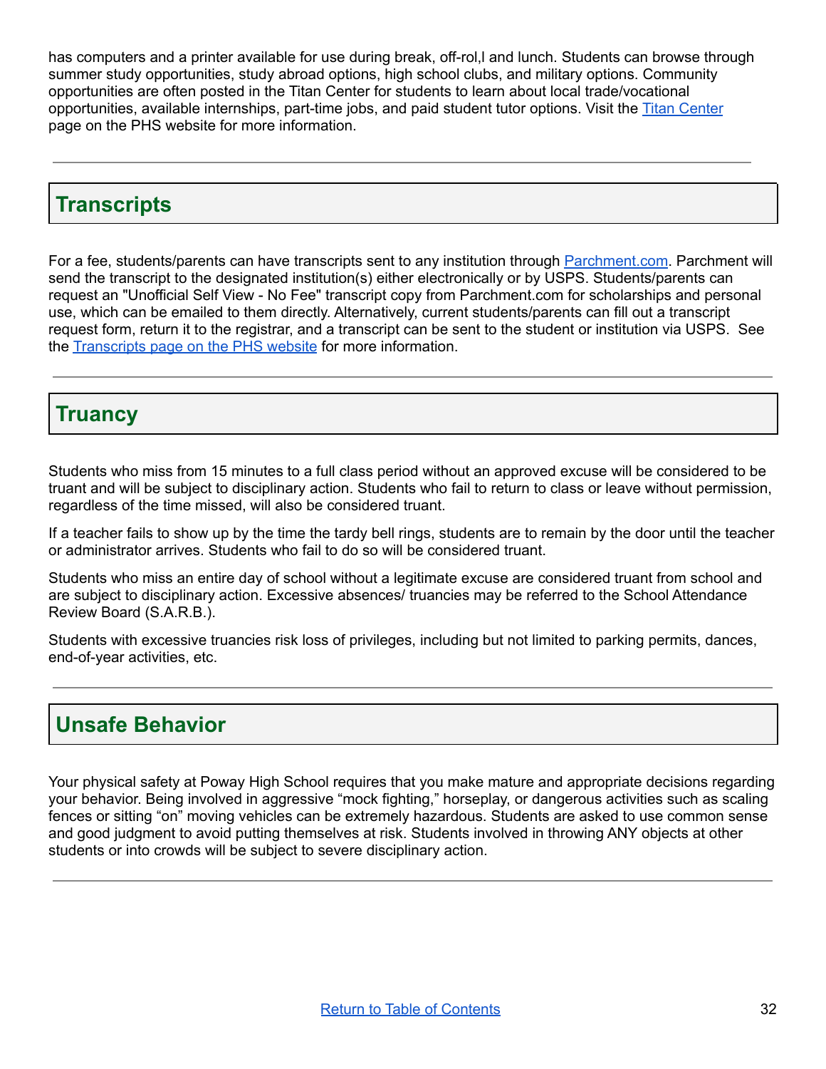has computers and a printer available for use during break, off-rol,l and lunch. Students can browse through summer study opportunities, study abroad options, high school clubs, and military options. Community opportunities are often posted in the Titan Center for students to learn about local trade/vocational opportunities, available internships, part-time jobs, and paid student tutor options. Visit the [Titan Center](#) page on the PHS website for more information.

---

## Transcripts

For a fee, students/parents can have transcripts sent to any institution through [Parchment.com](#). Parchment will send the transcript to the designated institution(s) either electronically or by USPS. Students/parents can request an "Unofficial Self View - No Fee" transcript copy from Parchment.com for scholarships and personal use, which can be emailed to them directly. Alternatively, current students/parents can fill out a transcript request form, return it to the registrar, and a transcript can be sent to the student or institution via USPS. See the [Transcripts page on the PHS website](#) for more information.

---

## Truancy

Students who miss from 15 minutes to a full class period without an approved excuse will be considered to be truant and will be subject to disciplinary action. Students who fail to return to class or leave without permission, regardless of the time missed, will also be considered truant.

If a teacher fails to show up by the time the tardy bell rings, students are to remain by the door until the teacher or administrator arrives. Students who fail to do so will be considered truant.

Students who miss an entire day of school without a legitimate excuse are considered truant from school and are subject to disciplinary action. Excessive absences/ truancies may be referred to the School Attendance Review Board (S.A.R.B.).

Students with excessive truancies risk loss of privileges, including but not limited to parking permits, dances, end-of-year activities, etc.

---

## Unsafe Behavior

Your physical safety at Poway High School requires that you make mature and appropriate decisions regarding your behavior. Being involved in aggressive "mock fighting," horseplay, or dangerous activities such as scaling fences or sitting "on" moving vehicles can be extremely hazardous. Students are asked to use common sense and good judgment to avoid putting themselves at risk. Students involved in throwing ANY objects at other students or into crowds will be subject to severe disciplinary action.

---

[Return to Table of Contents](#)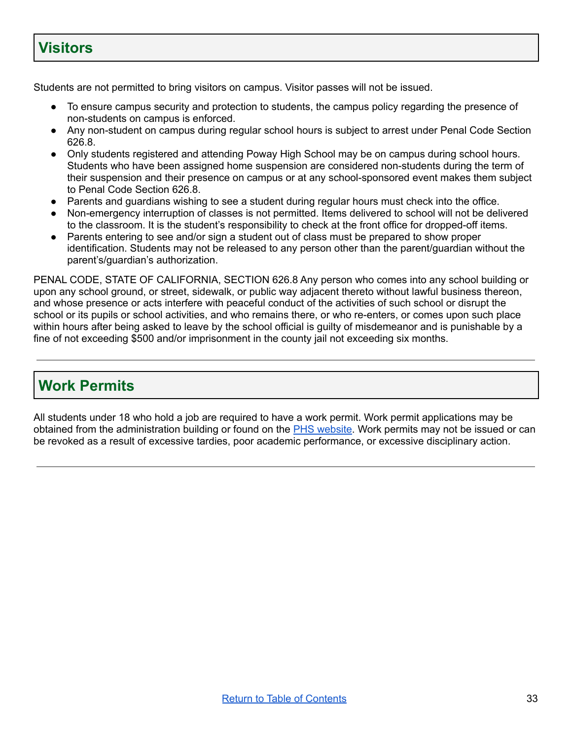## Visitors

Students are not permitted to bring visitors on campus. Visitor passes will not be issued.

- To ensure campus security and protection to students, the campus policy regarding the presence of non-students on campus is enforced.
- Any non-student on campus during regular school hours is subject to arrest under Penal Code Section 626.8.
- Only students registered and attending Poway High School may be on campus during school hours. Students who have been assigned home suspension are considered non-students during the term of their suspension and their presence on campus or at any school-sponsored event makes them subject to Penal Code Section 626.8.
- Parents and guardians wishing to see a student during regular hours must check into the office.
- Non-emergency interruption of classes is not permitted. Items delivered to school will not be delivered to the classroom. It is the student's responsibility to check at the front office for dropped-off items.
- Parents entering to see and/or sign a student out of class must be prepared to show proper identification. Students may not be released to any person other than the parent/guardian without the parent's/guardian's authorization.

PENAL CODE, STATE OF CALIFORNIA, SECTION 626.8 Any person who comes into any school building or upon any school ground, or street, sidewalk, or public way adjacent thereto without lawful business thereon, and whose presence or acts interfere with peaceful conduct of the activities of such school or disrupt the school or its pupils or school activities, and who remains there, or who re-enters, or comes upon such place within hours after being asked to leave by the school official is guilty of misdemeanor and is punishable by a fine of not exceeding $500 and/or imprisonment in the county jail not exceeding six months.

---

## Work Permits

All students under 18 who hold a job are required to have a work permit. Work permit applications may be obtained from the administration building or found on the PHS website. Work permits may not be issued or can be revoked as a result of excessive tardies, poor academic performance, or excessive disciplinary action.

---